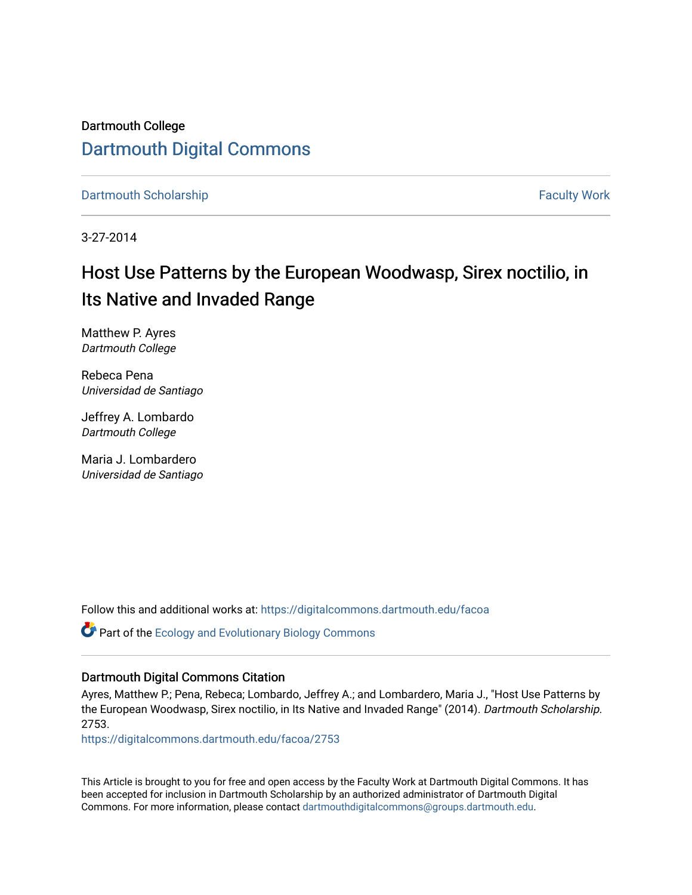Dartmouth College

# Dartmouth Digital Commons

Dartmouth Scholarship | Faculty Work

3-27-2014

# Host Use Patterns by the European Woodwasp, Sirex noctilio, in Its Native and Invaded Range

Matthew P. Ayres
*Dartmouth College*

Rebeca Pena
*Universidad de Santiago*

Jeffrey A. Lombardo
*Dartmouth College*

Maria J. Lombardero
*Universidad de Santiago*

Follow this and additional works at: https://digitalcommons.dartmouth.edu/facoa

Part of the Ecology and Evolutionary Biology Commons

## Dartmouth Digital Commons Citation

Ayres, Matthew P.; Pena, Rebeca; Lombardo, Jeffrey A.; and Lombardero, Maria J., "Host Use Patterns by the European Woodwasp, Sirex noctilio, in Its Native and Invaded Range" (2014). *Dartmouth Scholarship*. 2753.
https://digitalcommons.dartmouth.edu/facoa/2753

This Article is brought to you for free and open access by the Faculty Work at Dartmouth Digital Commons. It has been accepted for inclusion in Dartmouth Scholarship by an authorized administrator of Dartmouth Digital Commons. For more information, please contact dartmouthdigitalcommons@groups.dartmouth.edu.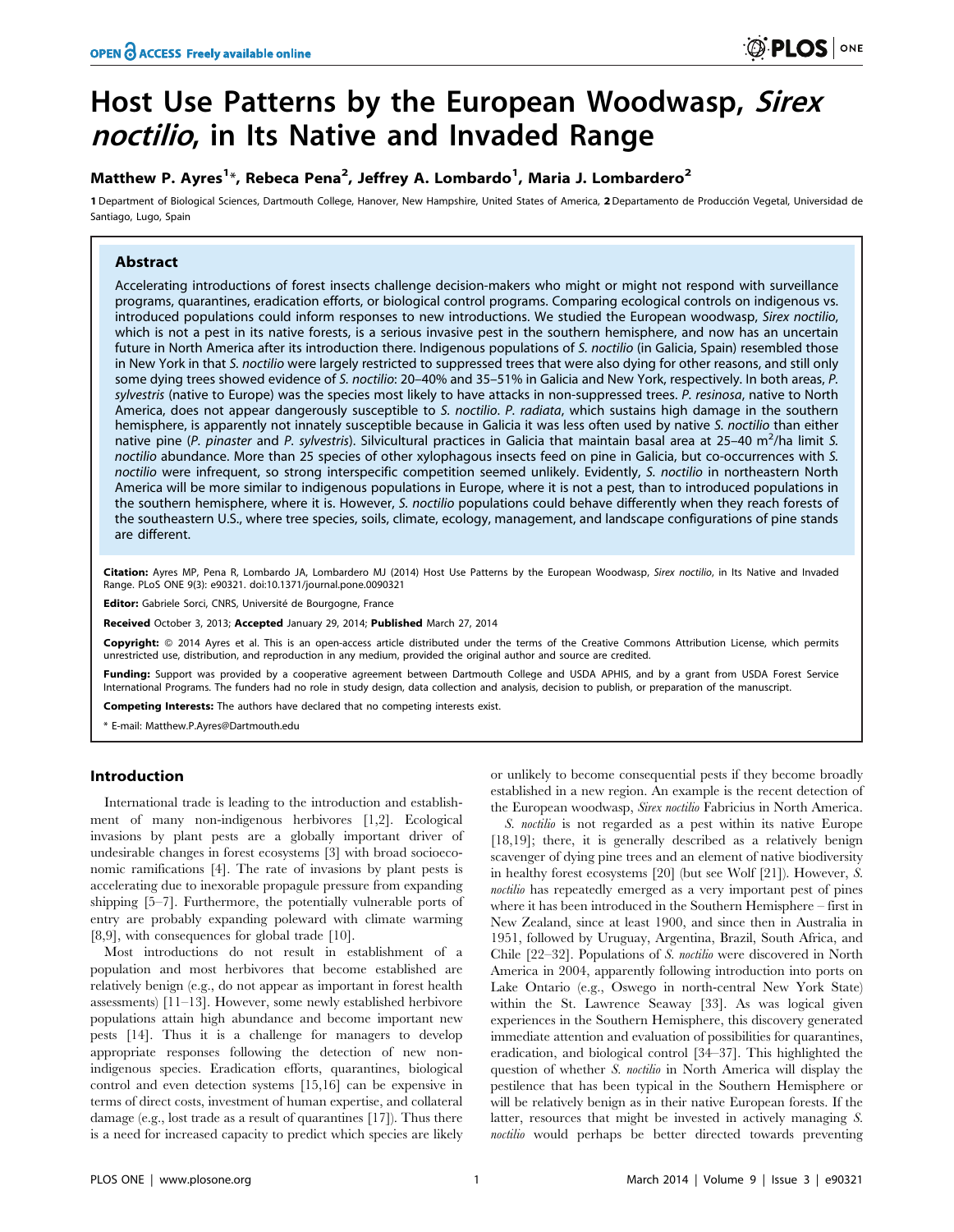# Host Use Patterns by the European Woodwasp, *Sirex noctilio*, in Its Native and Invaded Range

**Matthew P. Ayres[1]*, Rebeca Pena[2], Jeffrey A. Lombardo[1], Maria J. Lombardero[2]**

1 Department of Biological Sciences, Dartmouth College, Hanover, New Hampshire, United States of America, 2 Departamento de Producción Vegetal, Universidad de Santiago, Lugo, Spain

## Abstract

Accelerating introductions of forest insects challenge decision-makers who might or might not respond with surveillance programs, quarantines, eradication efforts, or biological control programs. Comparing ecological controls on indigenous vs. introduced populations could inform responses to new introductions. We studied the European woodwasp, *Sirex noctilio*, which is not a pest in its native forests, is a serious invasive pest in the southern hemisphere, and now has an uncertain future in North America after its introduction there. Indigenous populations of *S. noctilio* (in Galicia, Spain) resembled those in New York in that *S. noctilio* were largely restricted to suppressed trees that were also dying for other reasons, and still only some dying trees showed evidence of *S. noctilio*: 20–40% and 35–51% in Galicia and New York, respectively. In both areas, *P. sylvestris* (native to Europe) was the species most likely to have attacks in non-suppressed trees. *P. resinosa*, native to North America, does not appear dangerously susceptible to *S. noctilio*. *P. radiata*, which sustains high damage in the southern hemisphere, is apparently not innately susceptible because in Galicia it was less often used by native *S. noctilio* than either native pine (*P. pinaster* and *P. sylvestris*). Silvicultural practices in Galicia that maintain basal area at 25–40 $m^2$/ha limit *S. noctilio* abundance. More than 25 species of other xylophagous insects feed on pine in Galicia, but co-occurrences with *S. noctilio* were infrequent, so strong interspecific competition seemed unlikely. Evidently, *S. noctilio* in northeastern North America will be more similar to indigenous populations in Europe, where it is not a pest, than to introduced populations in the southern hemisphere, where it is. However, *S. noctilio* populations could behave differently when they reach forests of the southeastern U.S., where tree species, soils, climate, ecology, management, and landscape configurations of pine stands are different.

**Citation:** Ayres MP, Pena R, Lombardo JA, Lombardero MJ (2014) Host Use Patterns by the European Woodwasp, *Sirex noctilio*, in Its Native and Invaded Range. PLoS ONE 9(3): e90321. doi:10.1371/journal.pone.0090321

**Editor:** Gabriele Sorci, CNRS, Université de Bourgogne, France

**Received** October 3, 2013; **Accepted** January 29, 2014; **Published** March 27, 2014

**Copyright:** © 2014 Ayres et al. This is an open-access article distributed under the terms of the Creative Commons Attribution License, which permits unrestricted use, distribution, and reproduction in any medium, provided the original author and source are credited.

**Funding:** Support was provided by a cooperative agreement between Dartmouth College and USDA APHIS, and by a grant from USDA Forest Service International Programs. The funders had no role in study design, data collection and analysis, decision to publish, or preparation of the manuscript.

**Competing Interests:** The authors have declared that no competing interests exist.

* E-mail: Matthew.P.Ayres@Dartmouth.edu

## Introduction

International trade is leading to the introduction and establishment of many non-indigenous herbivores [1,2]. Ecological invasions by plant pests are a globally important driver of undesirable changes in forest ecosystems [3] with broad socioeconomic ramifications [4]. The rate of invasions by plant pests is accelerating due to inexorable propagule pressure from expanding shipping [5–7]. Furthermore, the potentially vulnerable ports of entry are probably expanding poleward with climate warming [8,9], with consequences for global trade [10].

Most introductions do not result in establishment of a population and most herbivores that become established are relatively benign (e.g., do not appear as important in forest health assessments) [11–13]. However, some newly established herbivore populations attain high abundance and become important new pests [14]. Thus it is a challenge for managers to develop appropriate responses following the detection of new non-indigenous species. Eradication efforts, quarantines, biological control and even detection systems [15,16] can be expensive in terms of direct costs, investment of human expertise, and collateral damage (e.g., lost trade as a result of quarantines [17]). Thus there is a need for increased capacity to predict which species are likely or unlikely to become consequential pests if they become broadly established in a new region. An example is the recent detection of the European woodwasp, *Sirex noctilio* Fabricius in North America.

*S. noctilio* is not regarded as a pest within its native Europe [18,19]; there, it is generally described as a relatively benign scavenger of dying pine trees and an element of native biodiversity in healthy forest ecosystems [20] (but see Wolf [21]). However, *S. noctilio* has repeatedly emerged as a very important pest of pines where it has been introduced in the Southern Hemisphere – first in New Zealand, since at least 1900, and since then in Australia in 1951, followed by Uruguay, Argentina, Brazil, South Africa, and Chile [22–32]. Populations of *S. noctilio* were discovered in North America in 2004, apparently following introduction into ports on Lake Ontario (e.g., Oswego in north-central New York State) within the St. Lawrence Seaway [33]. As was logical given experiences in the Southern Hemisphere, this discovery generated immediate attention and evaluation of possibilities for quarantines, eradication, and biological control [34–37]. This highlighted the question of whether *S. noctilio* in North America will display the pestilence that has been typical in the Southern Hemisphere or will be relatively benign as in their native European forests. If the latter, resources that might be invested in actively managing *S. noctilio* would perhaps be better directed towards preventing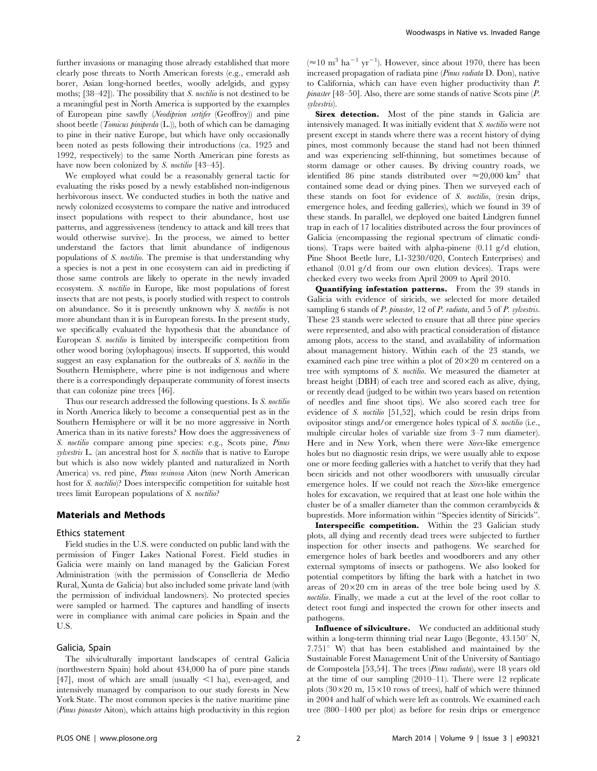further invasions or managing those already established that more clearly pose threats to North American forests (e.g., emerald ash borer, Asian long-horned beetles, woolly adelgids, and gypsy moths; [38–42]). The possibility that *S. noctilio* is not destined to be a meaningful pest in North America is supported by the examples of European pine sawfly (*Neodiprion sertifer* (Geoffroy)) and pine shoot beetle (*Tomicus piniperda* (L.)), both of which can be damaging to pine in their native Europe, but which have only occasionally been noted as pests following their introductions (ca. 1925 and 1992, respectively) to the same North American pine forests as have now been colonized by *S. noctilio* [43–45].

We employed what could be a reasonably general tactic for evaluating the risks posed by a newly established non-indigenous herbivorous insect. We conducted studies in both the native and newly colonized ecosystems to compare the native and introduced insect populations with respect to their abundance, host use patterns, and aggressiveness (tendency to attack and kill trees that would otherwise survive). In the process, we aimed to better understand the factors that limit abundance of indigenous populations of *S. noctilio*. The premise is that understanding why a species is not a pest in one ecosystem can aid in predicting if those same controls are likely to operate in the newly invaded ecosystem. *S. noctilio* in Europe, like most populations of forest insects that are not pests, is poorly studied with respect to controls on abundance. So it is presently unknown why *S. noctilio* is not more abundant than it is in European forests. In the present study, we specifically evaluated the hypothesis that the abundance of European *S. noctilio* is limited by interspecific competition from other wood boring (xylophagous) insects. If supported, this would suggest an easy explanation for the outbreaks of *S. noctilio* in the Southern Hemisphere, where pine is not indigenous and where there is a correspondingly depauperate community of forest insects that can colonize pine trees [46].

Thus our research addressed the following questions. Is *S. noctilio* in North America likely to become a consequential pest as in the Southern Hemisphere or will it be no more aggressive in North America than in its native forests? How does the aggressiveness of *S. noctilio* compare among pine species: e.g., Scots pine, *Pinus sylvestris* L. (an ancestral host for *S. noctilio* that is native to Europe but which is also now widely planted and naturalized in North America) vs. red pine, *Pinus resinosa* Aiton (new North American host for *S. noctilio*)? Does interspecific competition for suitable host trees limit European populations of *S. noctilio*?

## Materials and Methods

### Ethics statement

Field studies in the U.S. were conducted on public land with the permission of Finger Lakes National Forest. Field studies in Galicia were mainly on land managed by the Galician Forest Administration (with the permission of Conselleria de Medio Rural, Xunta de Galicia) but also included some private land (with the permission of individual landowners). No protected species were sampled or harmed. The captures and handling of insects were in compliance with animal care policies in Spain and the U.S.

### Galicia, Spain

The silviculturally important landscapes of central Galicia (northwestern Spain) hold about 434,000 ha of pure pine stands [47], most of which are small (usually <1 ha), even-aged, and intensively managed by comparison to our study forests in New York State. The most common species is the native maritime pine (*Pinus pinaster* Aiton), which attains high productivity in this region ($\approx$10 $m^3$ $ha^{-1}$ $yr^{-1}$). However, since about 1970, there has been increased propagation of radiata pine (*Pinus radiata* D. Don), native to California, which can have even higher productivity than *P. pinaster* [48–50]. Also, there are some stands of native Scots pine (*P. sylvestris*).

**Sirex detection.** Most of the pine stands in Galicia are intensively managed. It was initially evident that *S. noctilio* were not present except in stands where there was a recent history of dying pines, most commonly because the stand had not been thinned and was experiencing self-thinning, but sometimes because of storm damage or other causes. By driving country roads, we identified 86 pine stands distributed over $\approx$20,000 $km^2$ that contained some dead or dying pines. Then we surveyed each of these stands on foot for evidence of *S. noctilio*, (resin drips, emergence holes, and feeding galleries), which we found in 39 of these stands. In parallel, we deployed one baited Lindgren funnel trap in each of 17 localities distributed across the four provinces of Galicia (encompassing the regional spectrum of climatic conditions). Traps were baited with alpha-pinene (0.11 g/d elution, Pine Shoot Beetle lure, L1-3230/020, Contech Enterprises) and ethanol (0.01 g/d from our own elution devices). Traps were checked every two weeks from April 2009 to April 2010.

**Quantifying infestation patterns.** From the 39 stands in Galicia with evidence of siricids, we selected for more detailed sampling 6 stands of *P. pinaster*, 12 of *P. radiata*, and 5 of *P. sylvestris*. These 23 stands were selected to ensure that all three pine species were represented, and also with practical consideration of distance among plots, access to the stand, and availability of information about management history. Within each of the 23 stands, we examined each pine tree within a plot of 20×20 m centered on a tree with symptoms of *S. noctilio*. We measured the diameter at breast height (DBH) of each tree and scored each as alive, dying, or recently dead (judged to be within two years based on retention of needles and fine shoot tips). We also scored each tree for evidence of *S. noctilio* [51,52], which could be resin drips from ovipositor stings and/or emergence holes typical of *S. noctilio* (i.e., multiple circular holes of variable size from 3–7 mm diameter). Here and in New York, when there were *Sirex*-like emergence holes but no diagnostic resin drips, we were usually able to expose one or more feeding galleries with a hatchet to verify that they had been siricids and not other woodborers with unusually circular emergence holes. If we could not reach the *Sirex*-like emergence holes for excavation, we required that at least one hole within the cluster be of a smaller diameter than the common cerambycids & buprestids. More information within "Species identity of Siricids".

**Interspecific competition.** Within the 23 Galician study plots, all dying and recently dead trees were subjected to further inspection for other insects and pathogens. We searched for emergence holes of bark beetles and woodborers and any other external symptoms of insects or pathogens. We also looked for potential competitors by lifting the bark with a hatchet in two areas of 20×20 cm in areas of the tree bole being used by *S. noctilio*. Finally, we made a cut at the level of the root collar to detect root fungi and inspected the crown for other insects and pathogens.

**Influence of silviculture.** We conducted an additional study within a long-term thinning trial near Lugo (Begonte, 43.150° N, 7.751° W) that has been established and maintained by the Sustainable Forest Management Unit of the University of Santiago de Compostela [53,54]. The trees (*Pinus radiata*), were 18 years old at the time of our sampling (2010–11). There were 12 replicate plots (30×20 m, 15×10 rows of trees), half of which were thinned in 2004 and half of which were left as controls. We examined each tree (800–1400 per plot) as before for resin drips or emergence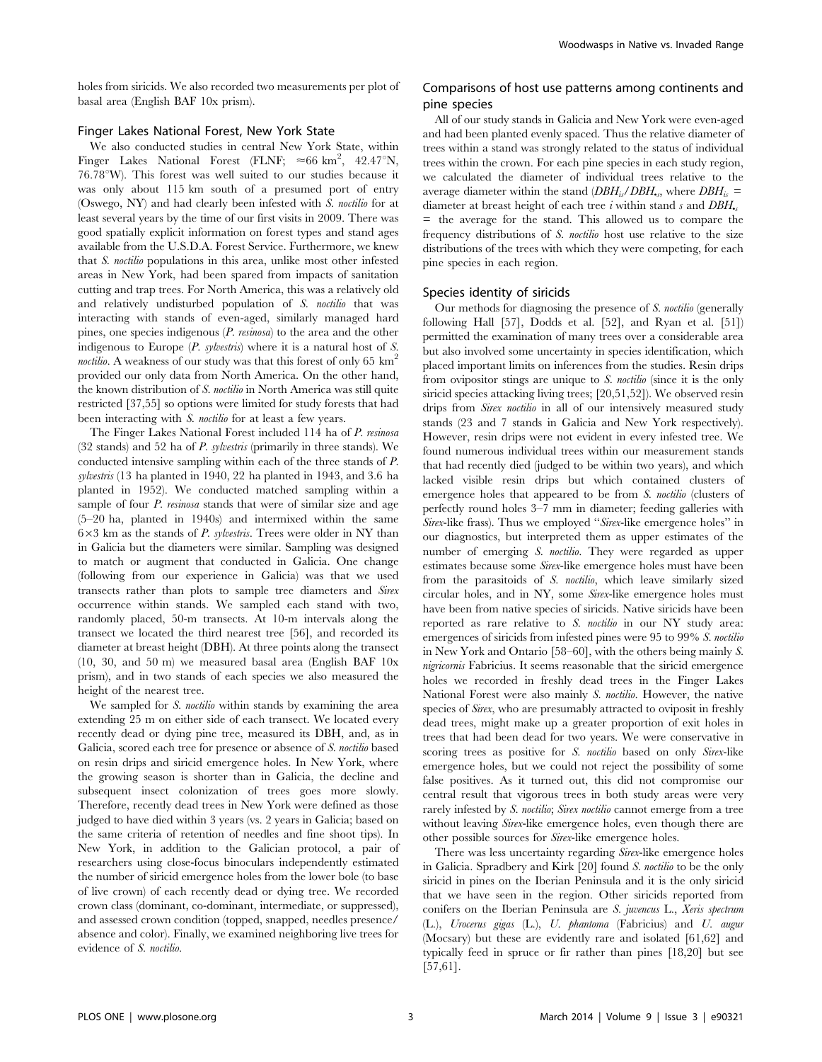holes from siricids. We also recorded two measurements per plot of basal area (English BAF 10x prism).

### Finger Lakes National Forest, New York State

We also conducted studies in central New York State, within Finger Lakes National Forest (FLNF; ≈66 km$^2$, 42.47°N, 76.78°W). This forest was well suited to our studies because it was only about 115 km south of a presumed port of entry (Oswego, NY) and had clearly been infested with *S. noctilio* for at least several years by the time of our first visits in 2009. There was good spatially explicit information on forest types and stand ages available from the U.S.D.A. Forest Service. Furthermore, we knew that *S. noctilio* populations in this area, unlike most other infested areas in New York, had been spared from impacts of sanitation cutting and trap trees. For North America, this was a relatively old and relatively undisturbed population of *S. noctilio* that was interacting with stands of even-aged, similarly managed hard pines, one species indigenous (*P. resinosa*) to the area and the other indigenous to Europe (*P. sylvestris*) where it is a natural host of *S. noctilio*. A weakness of our study was that this forest of only 65 km$^2$ provided our only data from North America. On the other hand, the known distribution of *S. noctilio* in North America was still quite restricted [37,55] so options were limited for study forests that had been interacting with *S. noctilio* for at least a few years.

The Finger Lakes National Forest included 114 ha of *P. resinosa* (32 stands) and 52 ha of *P. sylvestris* (primarily in three stands). We conducted intensive sampling within each of the three stands of *P. sylvestris* (13 ha planted in 1940, 22 ha planted in 1943, and 3.6 ha planted in 1952). We conducted matched sampling within a sample of four *P. resinosa* stands that were of similar size and age (5–20 ha, planted in 1940s) and intermixed within the same 6×3 km as the stands of *P. sylvestris*. Trees were older in NY than in Galicia but the diameters were similar. Sampling was designed to match or augment that conducted in Galicia. One change (following from our experience in Galicia) was that we used transects rather than plots to sample tree diameters and *Sirex* occurrence within stands. We sampled each stand with two, randomly placed, 50-m transects. At 10-m intervals along the transect we located the third nearest tree [56], and recorded its diameter at breast height (DBH). At three points along the transect (10, 30, and 50 m) we measured basal area (English BAF 10x prism), and in two stands of each species we also measured the height of the nearest tree.

We sampled for *S. noctilio* within stands by examining the area extending 25 m on either side of each transect. We located every recently dead or dying pine tree, measured its DBH, and, as in Galicia, scored each tree for presence or absence of *S. noctilio* based on resin drips and siricid emergence holes. In New York, where the growing season is shorter than in Galicia, the decline and subsequent insect colonization of trees goes more slowly. Therefore, recently dead trees in New York were defined as those judged to have died within 3 years (vs. 2 years in Galicia; based on the same criteria of retention of needles and fine shoot tips). In New York, in addition to the Galician protocol, a pair of researchers using close-focus binoculars independently estimated the number of siricid emergence holes from the lower bole (to base of live crown) of each recently dead or dying tree. We recorded crown class (dominant, co-dominant, intermediate, or suppressed), and assessed crown condition (topped, snapped, needles presence/absence and color). Finally, we examined neighboring live trees for evidence of *S. noctilio*.

### Comparisons of host use patterns among continents and pine species

All of our study stands in Galicia and New York were even-aged and had been planted evenly spaced. Thus the relative diameter of trees within a stand was strongly related to the status of individual trees within the crown. For each pine species in each study region, we calculated the diameter of individual trees relative to the average diameter within the stand ($DBH_{is}/DBH_{\bullet s}$, where $DBH_{is}$ = diameter at breast height of each tree $i$ within stand $s$ and $DBH_{\bullet s}$ = the average for the stand. This allowed us to compare the frequency distributions of *S. noctilio* host use relative to the size distributions of the trees with which they were competing, for each pine species in each region.

### Species identity of siricids

Our methods for diagnosing the presence of *S. noctilio* (generally following Hall [57], Dodds et al. [52], and Ryan et al. [51]) permitted the examination of many trees over a considerable area but also involved some uncertainty in species identification, which placed important limits on inferences from the studies. Resin drips from ovipositor stings are unique to *S. noctilio* (since it is the only siricid species attacking living trees; [20,51,52]). We observed resin drips from *Sirex noctilio* in all of our intensively measured study stands (23 and 7 stands in Galicia and New York respectively). However, resin drips were not evident in every infested tree. We found numerous individual trees within our measurement stands that had recently died (judged to be within two years), and which lacked visible resin drips but which contained clusters of emergence holes that appeared to be from *S. noctilio* (clusters of perfectly round holes 3–7 mm in diameter; feeding galleries with *Sirex*-like frass). Thus we employed "*Sirex*-like emergence holes" in our diagnostics, but interpreted them as upper estimates of the number of emerging *S. noctilio*. They were regarded as upper estimates because some *Sirex*-like emergence holes must have been from the parasitoids of *S. noctilio*, which leave similarly sized circular holes, and in NY, some *Sirex*-like emergence holes must have been from native species of siricids. Native siricids have been reported as rare relative to *S. noctilio* in our NY study area: emergences of siricids from infested pines were 95 to 99% *S. noctilio* in New York and Ontario [58–60], with the others being mainly *S. nigricornis* Fabricius. It seems reasonable that the siricid emergence holes we recorded in freshly dead trees in the Finger Lakes National Forest were also mainly *S. noctilio*. However, the native species of *Sirex*, who are presumably attracted to oviposit in freshly dead trees, might make up a greater proportion of exit holes in trees that had been dead for two years. We were conservative in scoring trees as positive for *S. noctilio* based on only *Sirex*-like emergence holes, but we could not reject the possibility of some false positives. As it turned out, this did not compromise our central result that vigorous trees in both study areas were very rarely infested by *S. noctilio*; *Sirex noctilio* cannot emerge from a tree without leaving *Sirex*-like emergence holes, even though there are other possible sources for *Sirex*-like emergence holes.

There was less uncertainty regarding *Sirex*-like emergence holes in Galicia. Spradbery and Kirk [20] found *S. noctilio* to be the only siricid in pines on the Iberian Peninsula and it is the only siricid that we have seen in the region. Other siricids reported from conifers on the Iberian Peninsula are *S. juvencus* L., *Xeris spectrum* (L.), *Urocerus gigas* (L.), *U. phantoma* (Fabricius) and *U. augur* (Mocsary) but these are evidently rare and isolated [61,62] and typically feed in spruce or fir rather than pines [18,20] but see [57,61].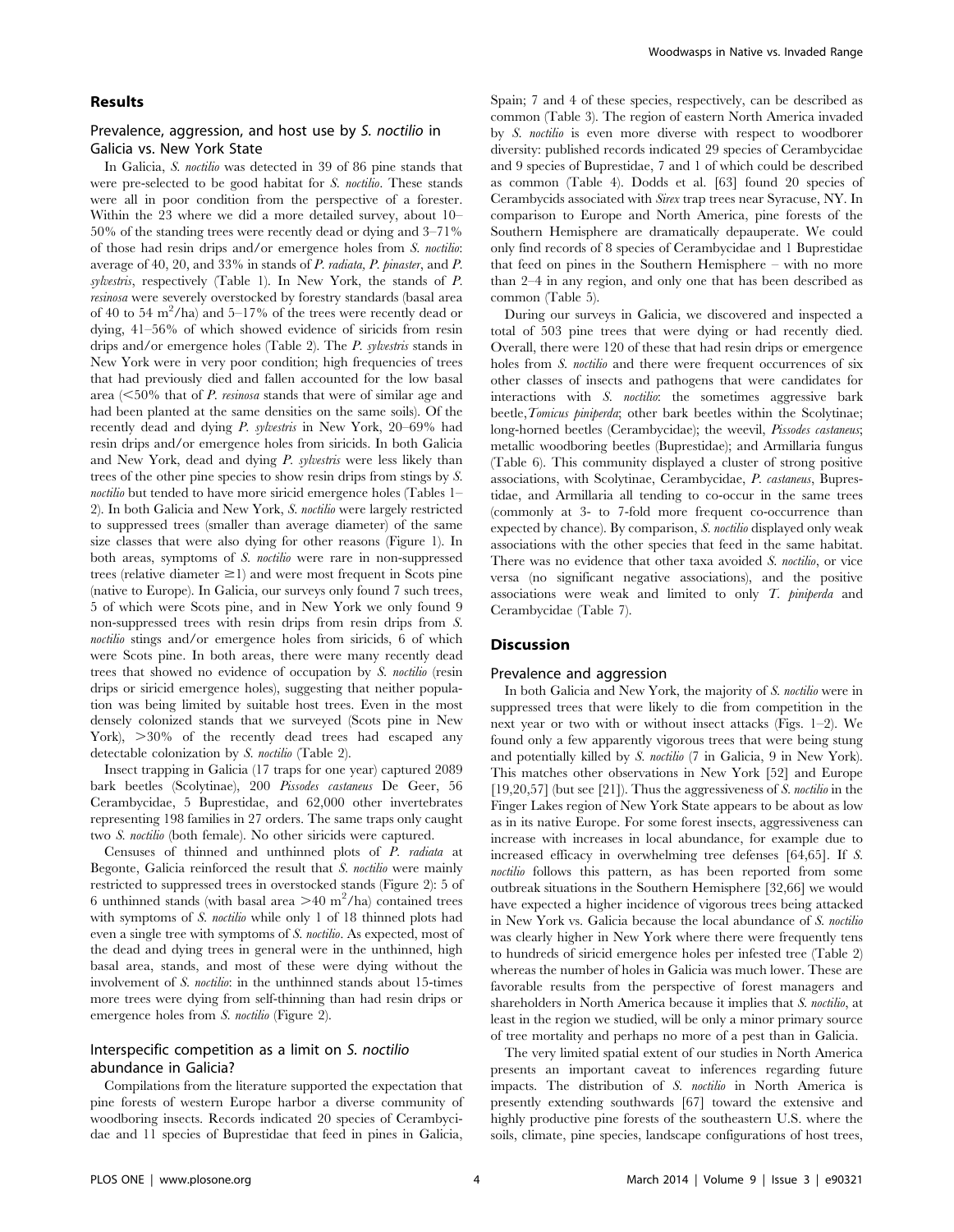## Results

### Prevalence, aggression, and host use by *S. noctilio* in Galicia vs. New York State

In Galicia, *S. noctilio* was detected in 39 of 86 pine stands that were pre-selected to be good habitat for *S. noctilio*. These stands were all in poor condition from the perspective of a forester. Within the 23 where we did a more detailed survey, about 10–50% of the standing trees were recently dead or dying and 3–71% of those had resin drips and/or emergence holes from *S. noctilio*: average of 40, 20, and 33% in stands of *P. radiata*, *P. pinaster*, and *P. sylvestris*, respectively (Table 1). In New York, the stands of *P. resinosa* were severely overstocked by forestry standards (basal area of 40 to 54 $m^2$/ha) and 5–17% of the trees were recently dead or dying, 41–56% of which showed evidence of siricids from resin drips and/or emergence holes (Table 2). The *P. sylvestris* stands in New York were in very poor condition; high frequencies of trees that had previously died and fallen accounted for the low basal area (<50% that of *P. resinosa* stands that were of similar age and had been planted at the same densities on the same soils). Of the recently dead and dying *P. sylvestris* in New York, 20–69% had resin drips and/or emergence holes from siricids. In both Galicia and New York, dead and dying *P. sylvestris* were less likely than trees of the other pine species to show resin drips from stings by *S. noctilio* but tended to have more siricid emergence holes (Tables 1–2). In both Galicia and New York, *S. noctilio* were largely restricted to suppressed trees (smaller than average diameter) of the same size classes that were also dying for other reasons (Figure 1). In both areas, symptoms of *S. noctilio* were rare in non-suppressed trees (relative diameter ≥1) and were most frequent in Scots pine (native to Europe). In Galicia, our surveys only found 7 such trees, 5 of which were Scots pine, and in New York we only found 9 non-suppressed trees with resin drips from resin drips from *S. noctilio* stings and/or emergence holes from siricids, 6 of which were Scots pine. In both areas, there were many recently dead trees that showed no evidence of occupation by *S. noctilio* (resin drips or siricid emergence holes), suggesting that neither population was being limited by suitable host trees. Even in the most densely colonized stands that we surveyed (Scots pine in New York), >30% of the recently dead trees had escaped any detectable colonization by *S. noctilio* (Table 2).

Insect trapping in Galicia (17 traps for one year) captured 2089 bark beetles (Scolytinae), 200 *Pissodes castaneus* De Geer, 56 Cerambycidae, 5 Buprestidae, and 62,000 other invertebrates representing 198 families in 27 orders. The same traps only caught two *S. noctilio* (both female). No other siricids were captured.

Censuses of thinned and unthinned plots of *P. radiata* at Begonte, Galicia reinforced the result that *S. noctilio* were mainly restricted to suppressed trees in overstocked stands (Figure 2): 5 of 6 unthinned stands (with basal area >40 $m^2$/ha) contained trees with symptoms of *S. noctilio* while only 1 of 18 thinned plots had even a single tree with symptoms of *S. noctilio*. As expected, most of the dead and dying trees in general were in the unthinned, high basal area, stands, and most of these were dying without the involvement of *S. noctilio*: in the unthinned stands about 15-times more trees were dying from self-thinning than had resin drips or emergence holes from *S. noctilio* (Figure 2).

### Interspecific competition as a limit on *S. noctilio* abundance in Galicia?

Compilations from the literature supported the expectation that pine forests of western Europe harbor a diverse community of woodboring insects. Records indicated 20 species of Cerambycidae and 11 species of Buprestidae that feed in pines in Galicia, Spain; 7 and 4 of these species, respectively, can be described as common (Table 3). The region of eastern North America invaded by *S. noctilio* is even more diverse with respect to woodborer diversity: published records indicated 29 species of Cerambycidae and 9 species of Buprestidae, 7 and 1 of which could be described as common (Table 4). Dodds et al. [63] found 20 species of Cerambycids associated with *Sirex* trap trees near Syracuse, NY. In comparison to Europe and North America, pine forests of the Southern Hemisphere are dramatically depauperate. We could only find records of 8 species of Cerambycidae and 1 Buprestidae that feed on pines in the Southern Hemisphere – with no more than 2–4 in any region, and only one that has been described as common (Table 5).

During our surveys in Galicia, we discovered and inspected a total of 503 pine trees that were dying or had recently died. Overall, there were 120 of these that had resin drips or emergence holes from *S. noctilio* and there were frequent occurrences of six other classes of insects and pathogens that were candidates for interactions with *S. noctilio*: the sometimes aggressive bark beetle, *Tomicus piniperda*; other bark beetles within the Scolytinae; long-horned beetles (Cerambycidae); the weevil, *Pissodes castaneus*; metallic woodboring beetles (Buprestidae); and Armillaria fungus (Table 6). This community displayed a cluster of strong positive associations, with Scolytinae, Cerambycidae, *P. castaneus*, Buprestidae, and Armillaria all tending to co-occur in the same trees (commonly at 3- to 7-fold more frequent co-occurrence than expected by chance). By comparison, *S. noctilio* displayed only weak associations with the other species that feed in the same habitat. There was no evidence that other taxa avoided *S. noctilio*, or vice versa (no significant negative associations), and the positive associations were weak and limited to only *T. piniperda* and Cerambycidae (Table 7).

## Discussion

### Prevalence and aggression

In both Galicia and New York, the majority of *S. noctilio* were in suppressed trees that were likely to die from competition in the next year or two with or without insect attacks (Figs. 1–2). We found only a few apparently vigorous trees that were being stung and potentially killed by *S. noctilio* (7 in Galicia, 9 in New York). This matches other observations in New York [52] and Europe [19,20,57] (but see [21]). Thus the aggressiveness of *S. noctilio* in the Finger Lakes region of New York State appears to be about as low as in its native Europe. For some forest insects, aggressiveness can increase with increases in local abundance, for example due to increased efficacy in overwhelming tree defenses [64,65]. If *S. noctilio* follows this pattern, as has been reported from some outbreak situations in the Southern Hemisphere [32,66] we would have expected a higher incidence of vigorous trees being attacked in New York vs. Galicia because the local abundance of *S. noctilio* was clearly higher in New York where there were frequently tens to hundreds of siricid emergence holes per infested tree (Table 2) whereas the number of holes in Galicia was much lower. These are favorable results from the perspective of forest managers and shareholders in North America because it implies that *S. noctilio*, at least in the region we studied, will be only a minor primary source of tree mortality and perhaps no more of a pest than in Galicia.

The very limited spatial extent of our studies in North America presents an important caveat to inferences regarding future impacts. The distribution of *S. noctilio* in North America is presently extending southwards [67] toward the extensive and highly productive pine forests of the southeastern U.S. where the soils, climate, pine species, landscape configurations of host trees,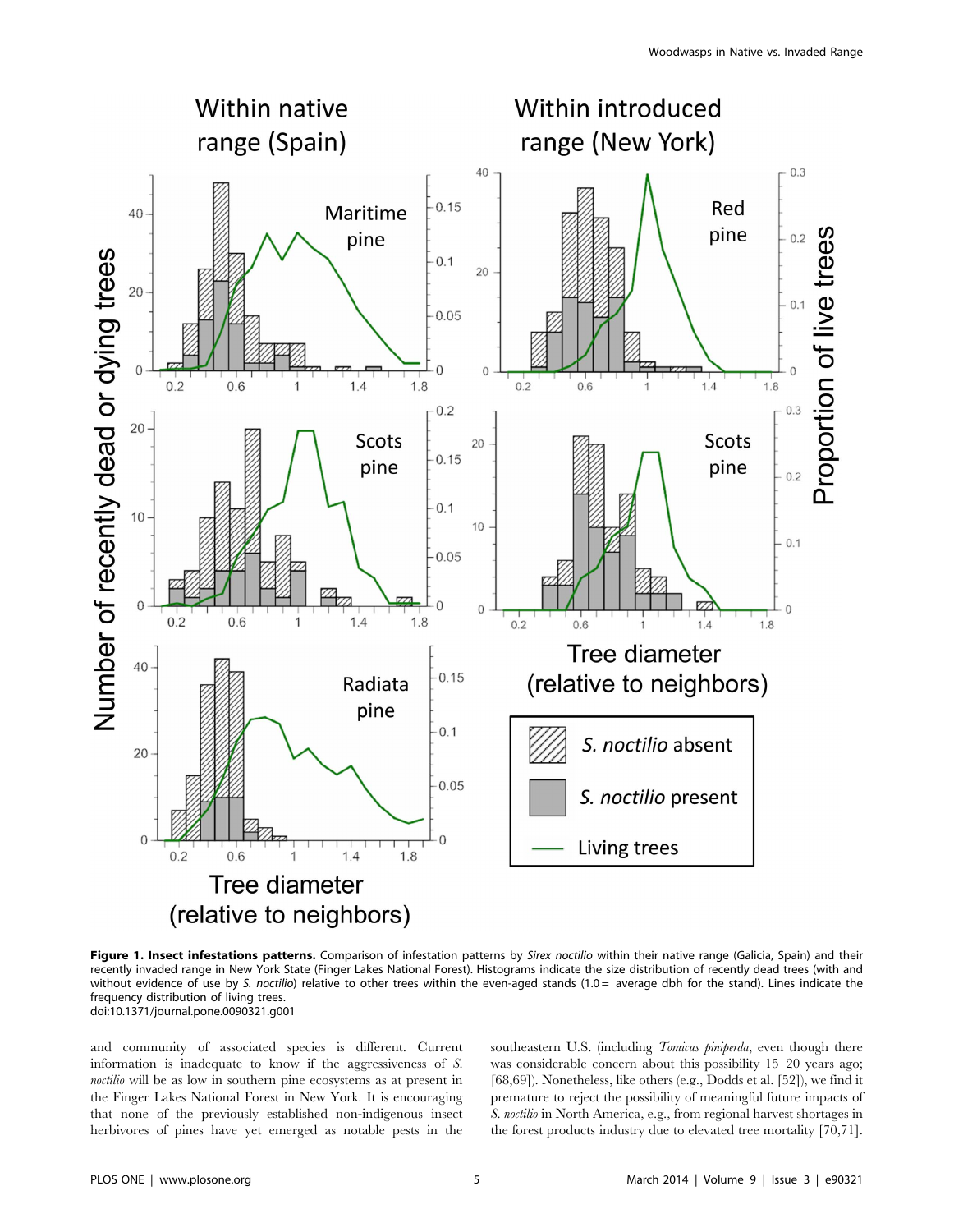**Figure 1. Insect infestations patterns.** Comparison of infestation patterns by *Sirex noctilio* within their native range (Galicia, Spain) and their recently invaded range in New York State (Finger Lakes National Forest). Histograms indicate the size distribution of recently dead trees (with and without evidence of use by *S. noctilio*) relative to other trees within the even-aged stands (1.0 = average dbh for the stand). Lines indicate the frequency distribution of living trees.
doi:10.1371/journal.pone.0090321.g001

and community of associated species is different. Current information is inadequate to know if the aggressiveness of *S. noctilio* will be as low in southern pine ecosystems as at present in the Finger Lakes National Forest in New York. It is encouraging that none of the previously established non-indigenous insect herbivores of pines have yet emerged as notable pests in the southeastern U.S. (including *Tomicus piniperda*, even though there was considerable concern about this possibility 15–20 years ago; [68,69]). Nonetheless, like others (e.g., Dodds et al. [52]), we find it premature to reject the possibility of meaningful future impacts of *S. noctilio* in North America, e.g., from regional harvest shortages in the forest products industry due to elevated tree mortality [70,71].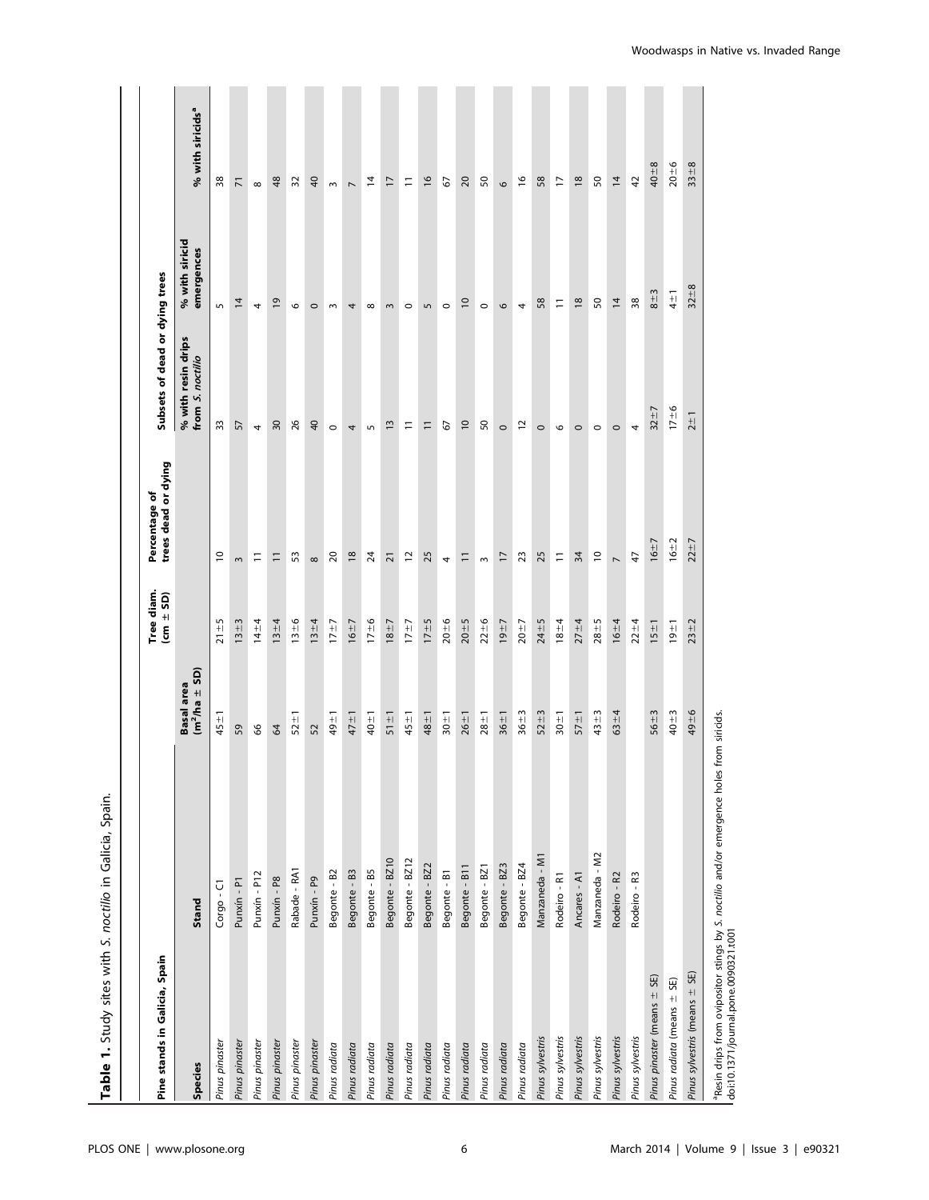**Table 1.** Study sites with *S. noctilio* in Galicia, Spain.

| Pine stands in Galicia, Spain | | Basal area ($m^2$/ha ± SD) | Tree diam. (cm ± SD) | Percentage of trees dead or dying | Subsets of dead or dying trees | | |
|---|---|---|---|---|---|---|---|
| Species | Stand | | | | % with resin drips from *S. noctilio* | % with siricid emergences | % with siricids[a] |
| *Pinus pinaster* | Corgo - C1 | 45±1 | 21±5 | 10 | 33 | 5 | 38 |
| *Pinus pinaster* | Punxín - P1 | 59 | 13±3 | 3 | 57 | 14 | 71 |
| *Pinus pinaster* | Punxín - P12 | 66 | 14±4 | 11 | 4 | 4 | 8 |
| *Pinus pinaster* | Punxín - P8 | 64 | 13±4 | 11 | 30 | 19 | 48 |
| *Pinus pinaster* | Rabade - RA1 | 52±1 | 13±6 | 53 | 26 | 6 | 32 |
| *Pinus pinaster* | Punxín - P9 | 52 | 13±4 | 8 | 40 | 0 | 40 |
| *Pinus radiata* | Begonte - B2 | 49±1 | 17±7 | 20 | 0 | 3 | 3 |
| *Pinus radiata* | Begonte - B3 | 47±1 | 16±7 | 18 | 4 | 4 | 7 |
| *Pinus radiata* | Begonte - B5 | 40±1 | 17±6 | 24 | 5 | 8 | 14 |
| *Pinus radiata* | Begonte - BZ10 | 51±1 | 18±7 | 21 | 13 | 3 | 17 |
| *Pinus radiata* | Begonte - BZ12 | 45±1 | 17±7 | 12 | 11 | 0 | 11 |
| *Pinus radiata* | Begonte - BZ2 | 48±1 | 17±5 | 25 | 11 | 5 | 16 |
| *Pinus radiata* | Begonte - B1 | 30±1 | 20±6 | 4 | 67 | 0 | 67 |
| *Pinus radiata* | Begonte - B11 | 26±1 | 20±5 | 11 | 10 | 10 | 20 |
| *Pinus radiata* | Begonte - BZ1 | 28±1 | 22±6 | 3 | 50 | 0 | 50 |
| *Pinus radiata* | Begonte - BZ3 | 36±1 | 19±7 | 17 | 0 | 6 | 6 |
| *Pinus radiata* | Begonte - BZ4 | 36±3 | 20±7 | 23 | 12 | 4 | 16 |
| *Pinus sylvestris* | Manzaneda - M1 | 52±3 | 24±5 | 25 | 0 | 58 | 58 |
| *Pinus sylvestris* | Rodeiro - R1 | 30±1 | 18±4 | 11 | 6 | 11 | 17 |
| *Pinus sylvestris* | Ancares - A1 | 57±1 | 27±4 | 34 | 0 | 18 | 18 |
| *Pinus sylvestris* | Manzaneda - M2 | 43±3 | 28±5 | 10 | 0 | 50 | 50 |
| *Pinus sylvestris* | Rodeiro - R2 | 63±4 | 16±4 | 7 | 0 | 14 | 14 |
| *Pinus sylvestris* | Rodeiro - R3 | | 22±4 | 47 | 4 | 38 | 42 |
| *Pinus pinaster* (means ± SE) | | 56±3 | 15±1 | 16±7 | 32±7 | 8±3 | 40±8 |
| *Pinus radiata* (means ± SE) | | 40±3 | 19±1 | 16±2 | 17±6 | 4±1 | 20±6 |
| *Pinus sylvestris* (means ± SE) | | 49±6 | 23±2 | 22±7 | 2±1 | 32±8 | 33±8 |

[a]Resin drips from ovipositor stings by *S. noctilio* and/or emergence holes from siricids.
doi:10.1371/journal.pone.0090321.t001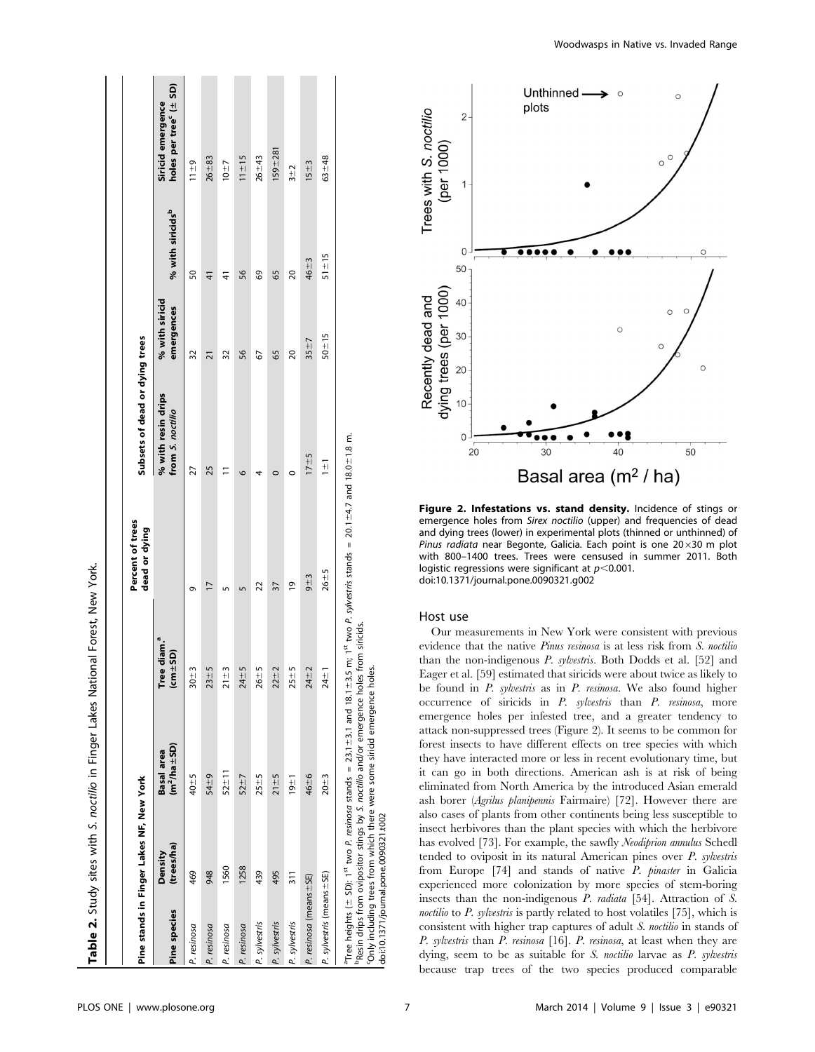**Table 2.** Study sites with *S. noctilio* in Finger Lakes National Forest, New York.

| Pine stands in Finger Lakes NF, New York | | | | Percent of trees dead or dying | Subsets of dead or dying trees | | | |
|---|---|---|---|---|---|---|---|---|
| Pine species | Density (trees/ha) | Basal area (m²/ha±SD) | Tree diam.[a] (cm±SD) | | % with resin drips from *S. noctilio* | % with siricid emergences | % with siricids[b] | Siricid emergence holes per tree[c] (± SD) |
| *P. resinosa* | 469 | 40±5 | 30±3 | 9 | 27 | 32 | 50 | 11±9 |
| *P. resinosa* | 948 | 54±9 | 23±5 | 17 | 25 | 21 | 41 | 26±83 |
| *P. resinosa* | 1560 | 52±11 | 21±3 | 5 | 11 | 32 | 41 | 10±7 |
| *P. resinosa* | 1258 | 52±7 | 24±5 | 5 | 6 | 56 | 56 | 11±15 |
| *P. sylvestris* | 439 | 25±5 | 26±5 | 22 | 4 | 67 | 69 | 26±43 |
| *P. sylvestris* | 495 | 21±5 | 22±2 | 37 | 0 | 65 | 65 | 159±281 |
| *P. sylvestris* | 311 | 19±1 | 25±5 | 19 | 0 | 20 | 20 | 3±2 |
| *P. resinosa* (means±SE) | | 46±6 | 24±2 | 9±3 | 17±5 | 35±7 | 46±3 | 15±3 |
| *P. sylvestris* (means±SE) | | 20±3 | 24±1 | 26±5 | 1±1 | 50±15 | 51±15 | 63±48 |

[a]Tree heights (± SD): 1st two *P. resinosa* stands = 23.1±3.1 and 18.1±3.5 m; 1st two *P. sylvestris* stands = 20.1±4.7 and 18.0±1.8 m.
[b]Resin drips from ovipositor stings by *S. noctilio* and/or emergence holes from siricids.
[c]Only including trees from which there were some siricid emergence holes.
doi:10.1371/journal.pone.0090321.t002

**Figure 2. Infestations vs. stand density.** Incidence of stings or emergence holes from *Sirex noctilio* (upper) and frequencies of dead and dying trees (lower) in experimental plots (thinned or unthinned) of *Pinus radiata* near Begonte, Galicia. Each point is one 20×30 m plot with 800–1400 trees. Trees were censused in summer 2011. Both logistic regressions were significant at $p<0.001$.
doi:10.1371/journal.pone.0090321.g002

## Host use

Our measurements in New York were consistent with previous evidence that the native *Pinus resinosa* is at less risk from *S. noctilio* than the non-indigenous *P. sylvestris*. Both Dodds et al. [52] and Eager et al. [59] estimated that siricids were about twice as likely to be found in *P. sylvestris* as in *P. resinosa*. We also found higher occurrence of siricids in *P. sylvestris* than *P. resinosa*, more emergence holes per infested tree, and a greater tendency to attack non-suppressed trees (Figure 2). It seems to be common for forest insects to have different effects on tree species with which they have interacted more or less in recent evolutionary time, but it can go in both directions. American ash is at risk of being eliminated from North America by the introduced Asian emerald ash borer (*Agrilus planipennis* Fairmaire) [72]. However there are also cases of plants from other continents being less susceptible to insect herbivores than the plant species with which the herbivore has evolved [73]. For example, the sawfly *Neodiprion annulus* Schedl tended to oviposit in its natural American pines over *P. sylvestris* from Europe [74] and stands of native *P. pinaster* in Galicia experienced more colonization by more species of stem-boring insects than the non-indigenous *P. radiata* [54]. Attraction of *S. noctilio* to *P. sylvestris* is partly related to host volatiles [75], which is consistent with higher trap captures of adult *S. noctilio* in stands of *P. sylvestris* than *P. resinosa* [16]. *P. resinosa*, at least when they are dying, seem to be as suitable for *S. noctilio* larvae as *P. sylvestris* because trap trees of the two species produced comparable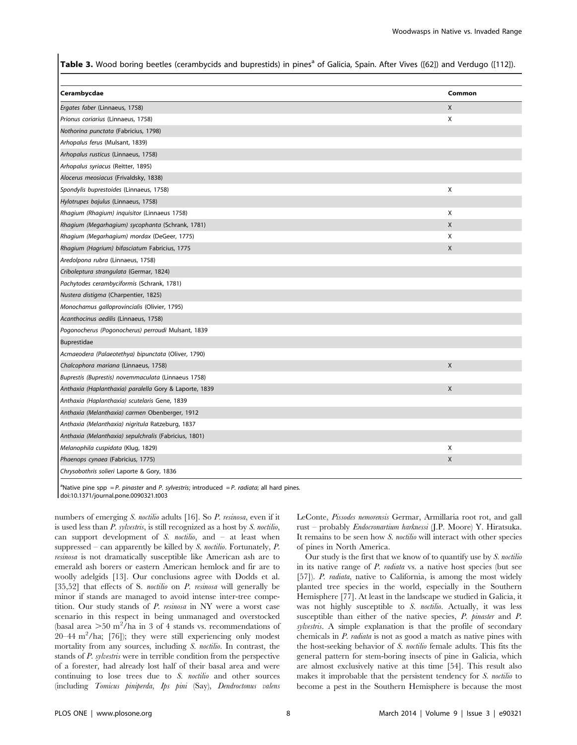**Table 3.** Wood boring beetles (cerambycids and buprestids) in pines[a] of Galicia, Spain. After Vives ([62]) and Verdugo ([112]).

| Cerambycdae | Common |
|---|---|
| *Ergates faber* (Linnaeus, 1758) | X |
| *Prionus coriarius* (Linnaeus, 1758) | X |
| *Nothorina punctata* (Fabricius, 1798) | |
| *Arhopalus ferus* (Mulsant, 1839) | |
| *Arhopalus rusticus* (Linnaeus, 1758) | |
| *Arhopalus syriacus* (Reitter, 1895) | |
| *Alocerus meosiacus* (Frivaldsky, 1838) | |
| *Spondylis buprestoides* (Linnaeus, 1758) | X |
| *Hylotrupes bajulus* (Linnaeus, 1758) | |
| *Rhagium (Rhagium) inquisitor* (Linnaeus 1758) | X |
| *Rhagium (Megarhagium) sycophanta* (Schrank, 1781) | X |
| *Rhagium (Megarhagium) mordax* (DeGeer, 1775) | X |
| *Rhagium (Hagrium) bifasciatum* Fabricius, 1775 | X |
| *Aredolpona rubra* (Linnaeus, 1758) | |
| *Criboleptura strangulata* (Germar, 1824) | |
| *Pachytodes cerambyciformis* (Schrank, 1781) | |
| *Nustera distigma* (Charpentier, 1825) | |
| *Monochamus galloprovincialis* (Olivier, 1795) | |
| *Acanthocinus aedilis* (Linnaeus, 1758) | |
| *Pogonocherus (Pogonocherus) perroudi* Mulsant, 1839 | |
| Buprestidae | |
| *Acmaeodera (Palaeotethya) bipunctata* (Oliver, 1790) | |
| *Chalcophora mariana* (Linnaeus, 1758) | X |
| *Buprestis (Buprestis) novemmaculata* (Linnaeus 1758) | |
| *Anthaxia (Haplanthaxia) paralella* Gory & Laporte, 1839 | X |
| *Anthaxia (Haplanthaxia) scutelaris* Gene, 1839 | |
| *Anthaxia (Melanthaxia) carmen* Obenberger, 1912 | |
| *Anthaxia (Melanthaxia) nigritula* Ratzeburg, 1837 | |
| *Anthaxia (Melanthaxia) sepulchralis* (Fabricius, 1801) | |
| *Melanophila cuspidata* (Klug, 1829) | X |
| *Phaenops cynaea* (Fabricius, 1775) | X |
| *Chrysobothris solieri* Laporte & Gory, 1836 | |

[a]Native pine spp = *P. pinaster* and *P. sylvestris*; introduced = *P. radiata*; all hard pines.
doi:10.1371/journal.pone.0090321.t003

numbers of emerging *S. noctilio* adults [16]. So *P. resinosa*, even if it is used less than *P. sylvestris*, is still recognized as a host by *S. noctilio*, can support development of *S. noctilio*, and – at least when suppressed – can apparently be killed by *S. noctilio*. Fortunately, *P. resinosa* is not dramatically susceptible like American ash are to emerald ash borers or eastern American hemlock and fir are to woolly adelgids [13]. Our conclusions agree with Dodds et al. [35,52] that effects of *S. noctilio* on *P. resinosa* will generally be minor if stands are managed to avoid intense inter-tree competition. Our study stands of *P. resinosa* in NY were a worst case scenario in this respect in being unmanaged and overstocked (basal area $>50$ $m^2$/ha in 3 of 4 stands vs. recommendations of 20–44 $m^2$/ha; [76]); they were still experiencing only modest mortality from any sources, including *S. noctilio*. In contrast, the stands of *P. sylvestris* were in terrible condition from the perspective of a forester, had already lost half of their basal area and were continuing to lose trees due to *S. noctilio* and other sources (including *Tomicus piniperda*, *Ips pini* (Say), *Dendroctonus valens* LeConte, *Pissodes nemorensis* Germar, Armillaria root rot, and gall rust – probably *Endocronartium harknessi* (J.P. Moore) Y. Hiratsuka. It remains to be seen how *S. noctilio* will interact with other species of pines in North America.

Our study is the first that we know of to quantify use by *S. noctilio* in its native range of *P. radiata* vs. a native host species (but see [57]). *P. radiata*, native to California, is among the most widely planted tree species in the world, especially in the Southern Hemisphere [77]. At least in the landscape we studied in Galicia, it was not highly susceptible to *S. noctilio*. Actually, it was less susceptible than either of the native species, *P. pinaster* and *P. sylvestris*. A simple explanation is that the profile of secondary chemicals in *P. radiata* is not as good a match as native pines with the host-seeking behavior of *S. noctilio* female adults. This fits the general pattern for stem-boring insects of pine in Galicia, which are almost exclusively native at this time [54]. This result also makes it improbable that the persistent tendency for *S. noctilio* to become a pest in the Southern Hemisphere is because the most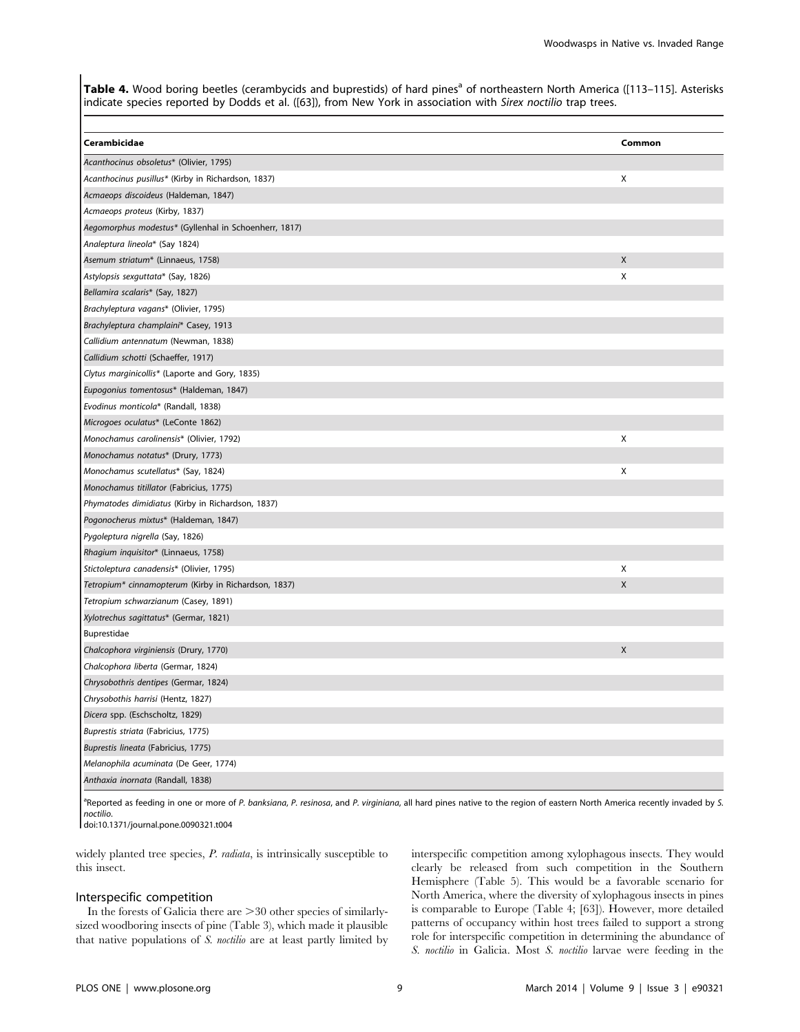**Table 4.** Wood boring beetles (cerambycids and buprestids) of hard pines[a] of northeastern North America ([113–115]. Asterisks indicate species reported by Dodds et al. ([63]), from New York in association with *Sirex noctilio* trap trees.

| Cerambicidae | Common |
|---|---|
| *Acanthocinus obsoletus** (Olivier, 1795) | |
| *Acanthocinus pusillus** (Kirby in Richardson, 1837) | X |
| *Acmaeops discoideus* (Haldeman, 1847) | |
| *Acmaeops proteus* (Kirby, 1837) | |
| *Aegomorphus modestus** (Gyllenhal in Schoenherr, 1817) | |
| *Analeptura lineola** (Say 1824) | |
| *Asemum striatum** (Linnaeus, 1758) | X |
| *Astylopsis sexguttata** (Say, 1826) | X |
| *Bellamira scalaris** (Say, 1827) | |
| *Brachyleptura vagans** (Olivier, 1795) | |
| *Brachyleptura champlaini** Casey, 1913 | |
| *Callidium antennatum* (Newman, 1838) | |
| *Callidium schotti* (Schaeffer, 1917) | |
| *Clytus marginicollis** (Laporte and Gory, 1835) | |
| *Eupogonius tomentosus** (Haldeman, 1847) | |
| *Evodinus monticola** (Randall, 1838) | |
| *Microgoes oculatus** (LeConte 1862) | |
| *Monochamus carolinensis** (Olivier, 1792) | X |
| *Monochamus notatus** (Drury, 1773) | |
| *Monochamus scutellatus** (Say, 1824) | X |
| *Monochamus titillator* (Fabricius, 1775) | |
| *Phymatodes dimidiatus* (Kirby in Richardson, 1837) | |
| *Pogonocherus mixtus** (Haldeman, 1847) | |
| *Pygoleptura nigrella* (Say, 1826) | |
| *Rhagium inquisitor** (Linnaeus, 1758) | |
| *Stictoleptura canadensis** (Olivier, 1795) | X |
| *Tetropium** *cinnamopterum* (Kirby in Richardson, 1837) | X |
| *Tetropium schwarzianum* (Casey, 1891) | |
| *Xylotrechus sagittatus** (Germar, 1821) | |
| Buprestidae | |
| *Chalcophora virginiensis* (Drury, 1770) | X |
| *Chalcophora liberta* (Germar, 1824) | |
| *Chrysobothris dentipes* (Germar, 1824) | |
| *Chrysobothis harrisi* (Hentz, 1827) | |
| *Dicera* spp. (Eschscholtz, 1829) | |
| *Buprestis striata* (Fabricius, 1775) | |
| *Buprestis lineata* (Fabricius, 1775) | |
| *Melanophila acuminata* (De Geer, 1774) | |
| *Anthaxia inornata* (Randall, 1838) | |

[a]Reported as feeding in one or more of *P. banksiana*, *P. resinosa*, and *P. virginiana*, all hard pines native to the region of eastern North America recently invaded by *S. noctilio*.

doi:10.1371/journal.pone.0090321.t004

widely planted tree species, *P. radiata*, is intrinsically susceptible to this insect.

### Interspecific competition

In the forests of Galicia there are >30 other species of similarly-sized woodboring insects of pine (Table 3), which made it plausible that native populations of *S. noctilio* are at least partly limited by interspecific competition among xylophagous insects. They would clearly be released from such competition in the Southern Hemisphere (Table 5). This would be a favorable scenario for North America, where the diversity of xylophagous insects in pines is comparable to Europe (Table 4; [63]). However, more detailed patterns of occupancy within host trees failed to support a strong role for interspecific competition in determining the abundance of *S. noctilio* in Galicia. Most *S. noctilio* larvae were feeding in the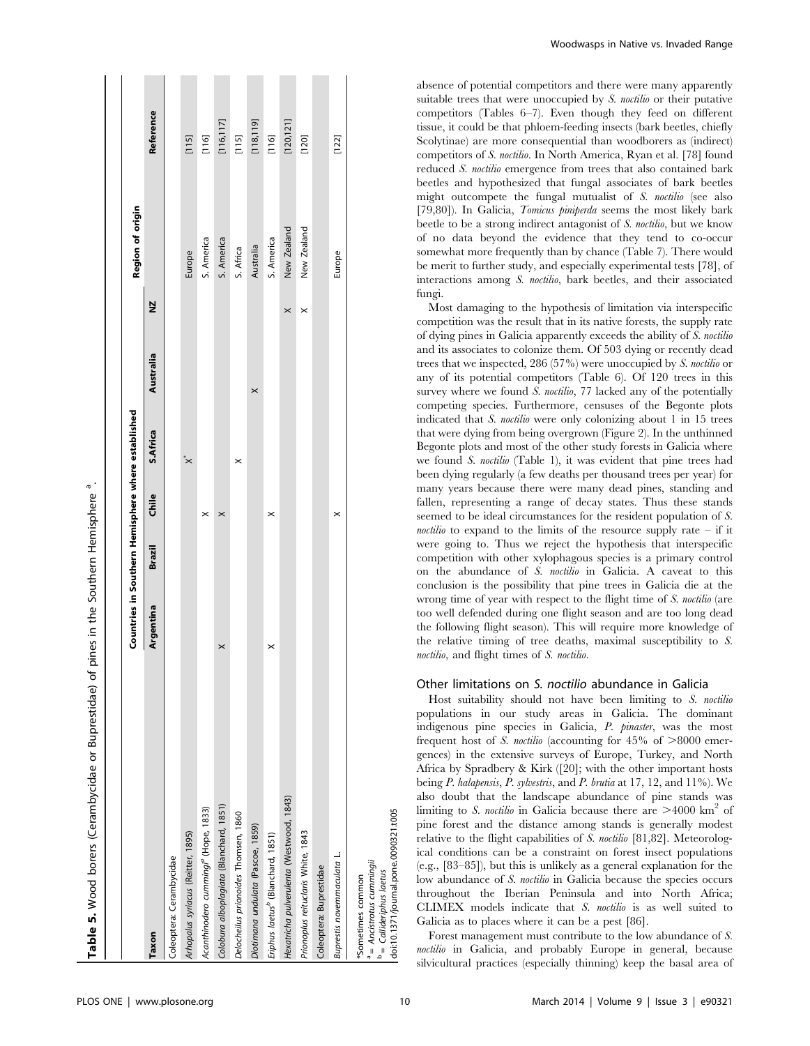**Table 5.** Wood borers (Cerambycidae or Buprestidae) of pines in the Southern Hemisphere [a].

| Taxon | Countries in Southern Hemisphere where established | | | | | | Region of origin | Reference |
|---|---|---|---|---|---|---|---|---|
| | Argentina | Brazil | Chile | S.Africa | Australia | NZ | | |
| Coleoptera: Cerambycidae | | | | | | | | |
| *Arhopalus syriacus* (Reitter, 1895) | | | | X* | | | Europe | [115] |
| *Acanthinodera cummingi*[a] (Hope, 1833) | | | X | | | | S. America | [116] |
| *Colobura alboplagiata* (Blanchard, 1851) | X | | X | | | | S. America | [116,117] |
| *Delochelius prionoides* Thomsen, 1860 | | | | X | | | S. Africa | [115] |
| *Diotimana undulata* (Pascoe, 1859) | | | | | X | | Australia | [118,119] |
| *Eriphus laetus*[b] (Blanchard, 1851) | X | | X | | | | S. America | [116] |
| *Hexatricha pulverulenta* (Westwood, 1843) | | | | | | X | New Zealand | [120,121] |
| *Prionoplus reiticularis* White, 1843 | | | | | | X | New Zealand | [120] |
| Coleoptera: Buprestidae | | | | | | | | |
| *Buprestis novemmaculata* L. | | | X | | | | Europe | [122] |

*Sometimes common
[a] = *Ancistrotus cummingii*
[b] = *Callideriphus laetus*
doi:10.1371/journal.pone.0090321.t005

absence of potential competitors and there were many apparently suitable trees that were unoccupied by *S. noctilio* or their putative competitors (Tables 6–7). Even though they feed on different tissue, it could be that phloem-feeding insects (bark beetles, chiefly Scolytinae) are more consequential than woodborers as (indirect) competitors of *S. noctilio*. In North America, Ryan et al. [78] found reduced *S. noctilio* emergence from trees that also contained bark beetles and hypothesized that fungal associates of bark beetles might outcompete the fungal mutualist of *S. noctilio* (see also [79,80]). In Galicia, *Tomicus piniperda* seems the most likely bark beetle to be a strong indirect antagonist of *S. noctilio*, but we know of no data beyond the evidence that they tend to co-occur somewhat more frequently than by chance (Table 7). There would be merit to further study, and especially experimental tests [78], of interactions among *S. noctilio*, bark beetles, and their associated fungi.

Most damaging to the hypothesis of limitation via interspecific competition was the result that in its native forests, the supply rate of dying pines in Galicia apparently exceeds the ability of *S. noctilio* and its associates to colonize them. Of 503 dying or recently dead trees that we inspected, 286 (57%) were unoccupied by *S. noctilio* or any of its potential competitors (Table 6). Of 120 trees in this survey where we found *S. noctilio*, 77 lacked any of the potentially competing species. Furthermore, censuses of the Begonte plots indicated that *S. noctilio* were only colonizing about 1 in 15 trees that were dying from being overgrown (Figure 2). In the unthinned Begonte plots and most of the other study forests in Galicia where we found *S. noctilio* (Table 1), it was evident that pine trees had been dying regularly (a few deaths per thousand trees per year) for many years because there were many dead pines, standing and fallen, representing a range of decay states. Thus these stands seemed to be ideal circumstances for the resident population of *S. noctilio* to expand to the limits of the resource supply rate – if it were going to. Thus we reject the hypothesis that interspecific competition with other xylophagous species is a primary control on the abundance of *S. noctilio* in Galicia. A caveat to this conclusion is the possibility that pine trees in Galicia die at the wrong time of year with respect to the flight time of *S. noctilio* (are too well defended during one flight season and are too long dead the following flight season). This will require more knowledge of the relative timing of tree deaths, maximal susceptibility to *S. noctilio*, and flight times of *S. noctilio*.

### Other limitations on *S. noctilio* abundance in Galicia

Host suitability should not have been limiting to *S. noctilio* populations in our study areas in Galicia. The dominant indigenous pine species in Galicia, *P. pinaster*, was the most frequent host of *S. noctilio* (accounting for 45% of >8000 emergences) in the extensive surveys of Europe, Turkey, and North Africa by Spradbery & Kirk ([20]; with the other important hosts being *P. halapensis*, *P. sylvestris*, and *P. brutia* at 17, 12, and 11%). We also doubt that the landscape abundance of pine stands was limiting to *S. noctilio* in Galicia because there are >4000 km$^2$ of pine forest and the distance among stands is generally modest relative to the flight capabilities of *S. noctilio* [81,82]. Meteorological conditions can be a constraint on forest insect populations (e.g., [83–85]), but this is unlikely as a general explanation for the low abundance of *S. noctilio* in Galicia because the species occurs throughout the Iberian Peninsula and into North Africa; CLIMEX models indicate that *S. noctilio* is as well suited to Galicia as to places where it can be a pest [86].

Forest management must contribute to the low abundance of *S. noctilio* in Galicia, and probably Europe in general, because silvicultural practices (especially thinning) keep the basal area of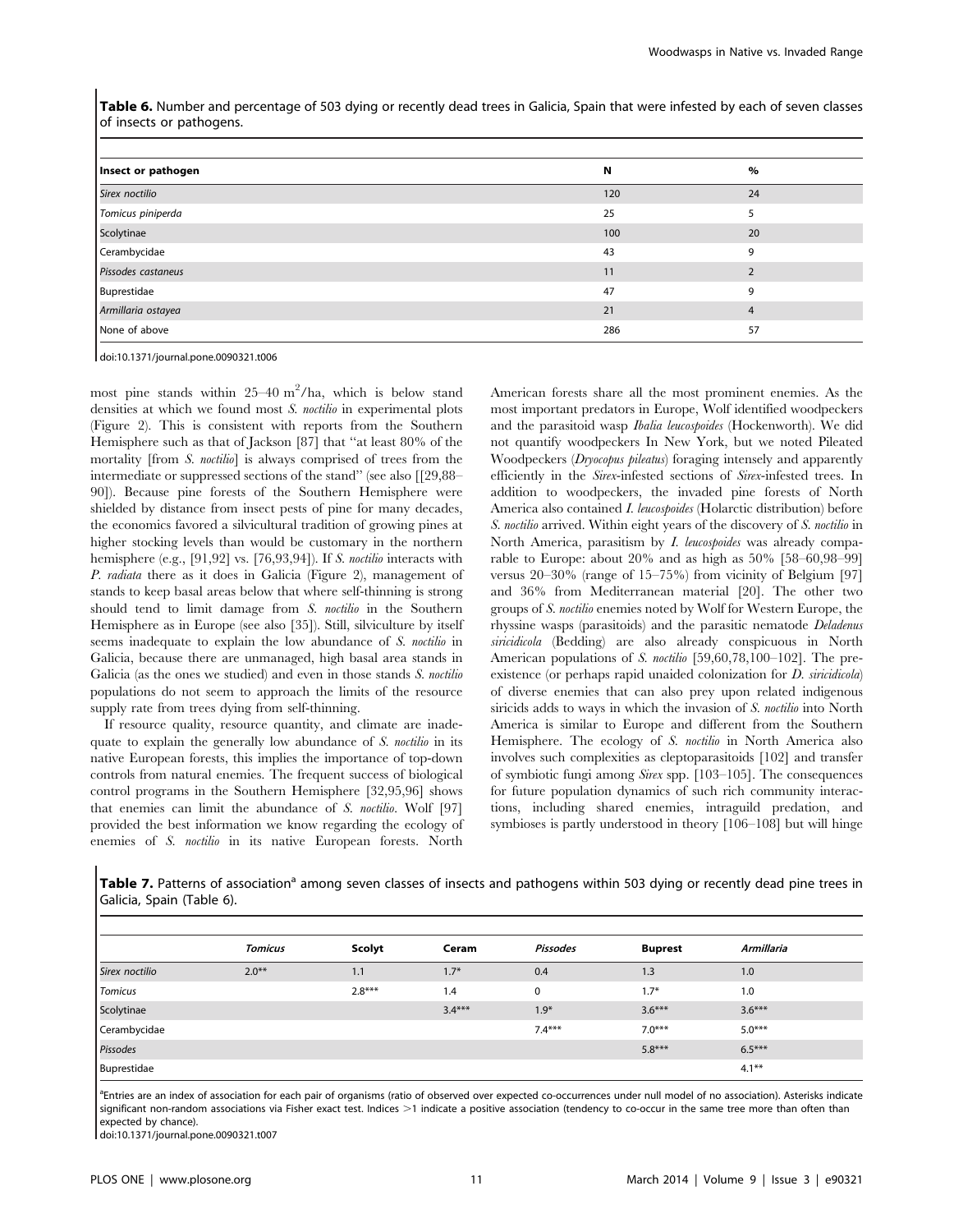**Table 6.** Number and percentage of 503 dying or recently dead trees in Galicia, Spain that were infested by each of seven classes of insects or pathogens.

| Insect or pathogen | N | % |
|---|---|---|
| *Sirex noctilio* | 120 | 24 |
| *Tomicus piniperda* | 25 | 5 |
| Scolytinae | 100 | 20 |
| Cerambycidae | 43 | 9 |
| *Pissodes castaneus* | 11 | 2 |
| Buprestidae | 47 | 9 |
| *Armillaria ostayea* | 21 | 4 |
| None of above | 286 | 57 |

doi:10.1371/journal.pone.0090321.t006

most pine stands within 25–40 $m^2$/ha, which is below stand densities at which we found most *S. noctilio* in experimental plots (Figure 2). This is consistent with reports from the Southern Hemisphere such as that of Jackson [87] that "at least 80% of the mortality [from *S. noctilio*] is always comprised of trees from the intermediate or suppressed sections of the stand" (see also [[29,88–90]). Because pine forests of the Southern Hemisphere were shielded by distance from insect pests of pine for many decades, the economics favored a silvicultural tradition of growing pines at higher stocking levels than would be customary in the northern hemisphere (e.g., [91,92] vs. [76,93,94]). If *S. noctilio* interacts with *P. radiata* there as it does in Galicia (Figure 2), management of stands to keep basal areas below that where self-thinning is strong should tend to limit damage from *S. noctilio* in the Southern Hemisphere as in Europe (see also [35]). Still, silviculture by itself seems inadequate to explain the low abundance of *S. noctilio* in Galicia, because there are unmanaged, high basal area stands in Galicia (as the ones we studied) and even in those stands *S. noctilio* populations do not seem to approach the limits of the resource supply rate from trees dying from self-thinning.

If resource quality, resource quantity, and climate are inadequate to explain the generally low abundance of *S. noctilio* in its native European forests, this implies the importance of top-down controls from natural enemies. The frequent success of biological control programs in the Southern Hemisphere [32,95,96] shows that enemies can limit the abundance of *S. noctilio*. Wolf [97] provided the best information we know regarding the ecology of enemies of *S. noctilio* in its native European forests. North American forests share all the most prominent enemies. As the most important predators in Europe, Wolf identified woodpeckers and the parasitoid wasp *Ibalia leucospoides* (Hockenworth). We did not quantify woodpeckers In New York, but we noted Pileated Woodpeckers (*Dryocopus pileatus*) foraging intensely and apparently efficiently in the *Sirex*-infested sections of *Sirex*-infested trees. In addition to woodpeckers, the invaded pine forests of North America also contained *I. leucospoides* (Holarctic distribution) before *S. noctilio* arrived. Within eight years of the discovery of *S. noctilio* in North America, parasitism by *I. leucospoides* was already comparable to Europe: about 20% and as high as 50% [58–60,98–99] versus 20–30% (range of 15–75%) from vicinity of Belgium [97] and 36% from Mediterranean material [20]. The other two groups of *S. noctilio* enemies noted by Wolf for Western Europe, the rhyssine wasps (parasitoids) and the parasitic nematode *Deladenus siricidicola* (Bedding) are also already conspicuous in North American populations of *S. noctilio* [59,60,78,100–102]. The pre-existence (or perhaps rapid unaided colonization for *D. siricidicola*) of diverse enemies that can also prey upon related indigenous siricids adds to ways in which the invasion of *S. noctilio* into North America is similar to Europe and different from the Southern Hemisphere. The ecology of *S. noctilio* in North America also involves such complexities as cleptoparasitoids [102] and transfer of symbiotic fungi among *Sirex* spp. [103–105]. The consequences for future population dynamics of such rich community interactions, including shared enemies, intraguild predation, and symbioses is partly understood in theory [106–108] but will hinge

**Table 7.** Patterns of association[a] among seven classes of insects and pathogens within 503 dying or recently dead pine trees in Galicia, Spain (Table 6).

| | *Tomicus* | Scolyt | Ceram | *Pissodes* | Buprest | *Armillaria* |
|---|---|---|---|---|---|---|
| *Sirex noctilio* | 2.0** | 1.1 | 1.7* | 0.4 | 1.3 | 1.0 |
| *Tomicus* | | 2.8*** | 1.4 | 0 | 1.7* | 1.0 |
| Scolytinae | | | 3.4*** | 1.9* | 3.6*** | 3.6*** |
| Cerambycidae | | | | 7.4*** | 7.0*** | 5.0*** |
| *Pissodes* | | | | | 5.8*** | 6.5*** |
| Buprestidae | | | | | | 4.1** |

[a]Entries are an index of association for each pair of organisms (ratio of observed over expected co-occurrences under null model of no association). Asterisks indicate significant non-random associations via Fisher exact test. Indices >1 indicate a positive association (tendency to co-occur in the same tree more than often than expected by chance).

doi:10.1371/journal.pone.0090321.t007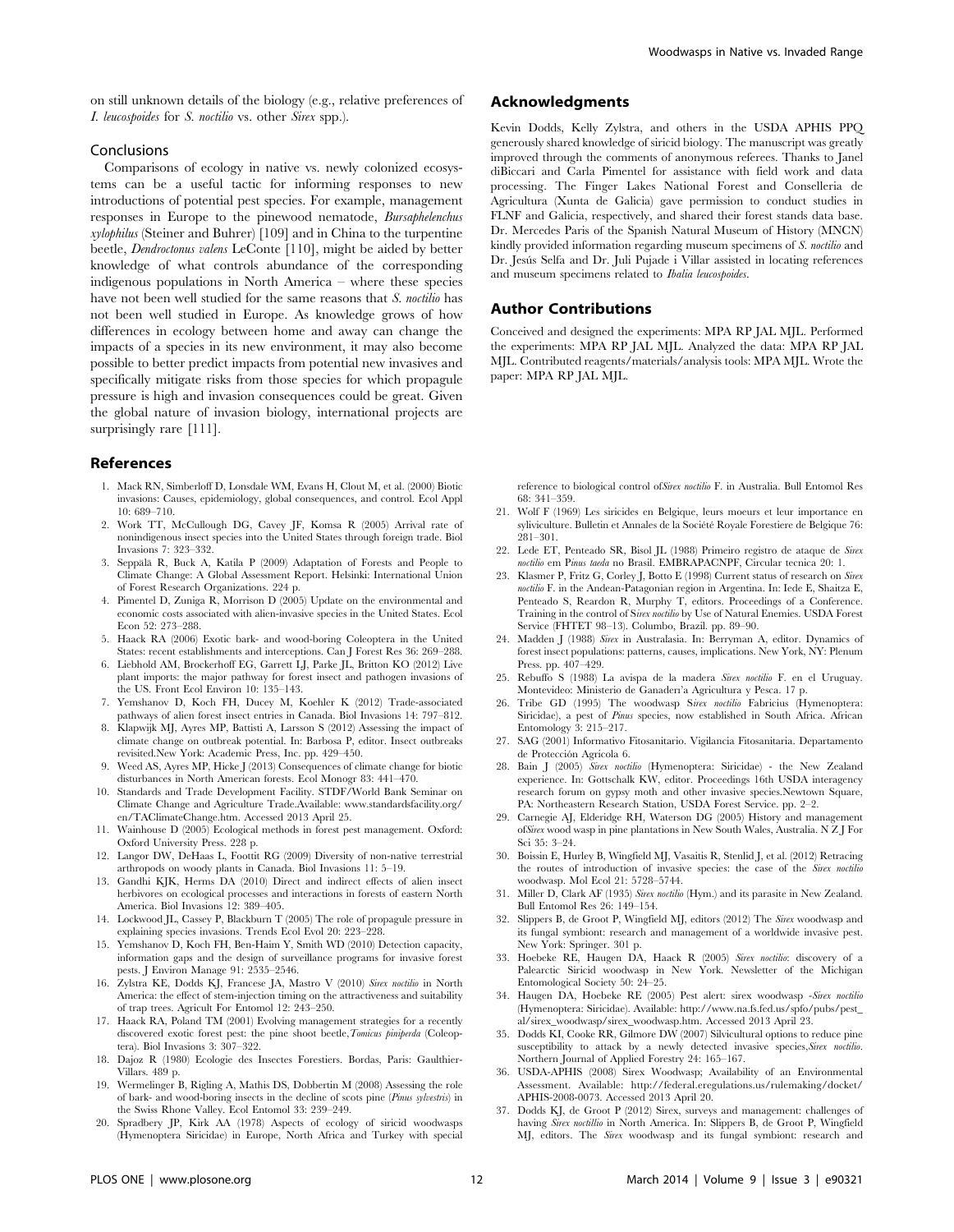on still unknown details of the biology (e.g., relative preferences of *I. leucospoides* for *S. noctilio* vs. other *Sirex* spp.).

## Conclusions

Comparisons of ecology in native vs. newly colonized ecosystems can be a useful tactic for informing responses to new introductions of potential pest species. For example, management responses in Europe to the pinewood nematode, *Bursaphelenchus xylophilus* (Steiner and Buhrer) [109] and in China to the turpentine beetle, *Dendroctonus valens* LeConte [110], might be aided by better knowledge of what controls abundance of the corresponding indigenous populations in North America – where these species have not been well studied for the same reasons that *S. noctilio* has not been well studied in Europe. As knowledge grows of how differences in ecology between home and away can change the impacts of a species in its new environment, it may also become possible to better predict impacts from potential new invasives and specifically mitigate risks from those species for which propagule pressure is high and invasion consequences could be great. Given the global nature of invasion biology, international projects are surprisingly rare [111].

## Acknowledgments

Kevin Dodds, Kelly Zylstra, and others in the USDA APHIS PPQ generously shared knowledge of siricid biology. The manuscript was greatly improved through the comments of anonymous referees. Thanks to Janel diBiccari and Carla Pimentel for assistance with field work and data processing. The Finger Lakes National Forest and Conselleria de Agricultura (Xunta de Galicia) gave permission to conduct studies in FLNF and Galicia, respectively, and shared their forest stands data base. Dr. Mercedes Paris of the Spanish Natural Museum of History (MNCN) kindly provided information regarding museum specimens of *S. noctilio* and Dr. Jesús Selfa and Dr. Juli Pujade i Villar assisted in locating references and museum specimens related to *Ibalia leucospoides*.

## Author Contributions

Conceived and designed the experiments: MPA RP JAL MJL. Performed the experiments: MPA RP JAL MJL. Analyzed the data: MPA RP JAL MJL. Contributed reagents/materials/analysis tools: MPA MJL. Wrote the paper: MPA RP JAL MJL.

## References

1. Mack RN, Simberloff D, Lonsdale WM, Evans H, Clout M, et al. (2000) Biotic invasions: Causes, epidemiology, global consequences, and control. Ecol Appl 10: 689–710.
2. Work TT, McCullough DG, Cavey JF, Komsa R (2005) Arrival rate of nonindigenous insect species into the United States through foreign trade. Biol Invasions 7: 323–332.
3. Seppälä R, Buck A, Katila P (2009) Adaptation of Forests and People to Climate Change: A Global Assessment Report. Helsinki: International Union of Forest Research Organizations. 224 p.
4. Pimentel D, Zuniga R, Morrison D (2005) Update on the environmental and economic costs associated with alien-invasive species in the United States. Ecol Econ 52: 273–288.
5. Haack RA (2006) Exotic bark- and wood-boring Coleoptera in the United States: recent establishments and interceptions. Can J Forest Res 36: 269–288.
6. Liebhold AM, Brockerhoff EG, Garrett LJ, Parke JL, Britton KO (2012) Live plant imports: the major pathway for forest insect and pathogen invasions of the US. Front Ecol Environ 10: 135–143.
7. Yemshanov D, Koch FH, Ducey M, Koehler K (2012) Trade-associated pathways of alien forest insect entries in Canada. Biol Invasions 14: 797–812.
8. Klapwijk MJ, Ayres MP, Battisti A, Larsson S (2012) Assessing the impact of climate change on outbreak potential. In: Barbosa P, editor. Insect outbreaks revisited.New York: Academic Press, Inc. pp. 429–450.
9. Weed AS, Ayres MP, Hicke J (2013) Consequences of climate change for biotic disturbances in North American forests. Ecol Monogr 83: 441–470.
10. Standards and Trade Development Facility. STDF/World Bank Seminar on Climate Change and Agriculture Trade.Available: www.standardsfacility.org/en/TAClimateChange.htm. Accessed 2013 April 25.
11. Wainhouse D (2005) Ecological methods in forest pest management. Oxford: Oxford University Press. 228 p.
12. Langor DW, DeHaas L, Foottit RG (2009) Diversity of non-native terrestrial arthropods on woody plants in Canada. Biol Invasions 11: 5–19.
13. Gandhi KJK, Herms DA (2010) Direct and indirect effects of alien insect herbivores on ecological processes and interactions in forests of eastern North America. Biol Invasions 12: 389–405.
14. Lockwood JL, Cassey P, Blackburn T (2005) The role of propagule pressure in explaining species invasions. Trends Ecol Evol 20: 223–228.
15. Yemshanov D, Koch FH, Ben-Haim Y, Smith WD (2010) Detection capacity, information gaps and the design of surveillance programs for invasive forest pests. J Environ Manage 91: 2535–2546.
16. Zylstra KE, Dodds KJ, Francese JA, Mastro V (2010) *Sirex noctilio* in North America: the effect of stem-injection timing on the attractiveness and suitability of trap trees. Agricult For Entomol 12: 243–250.
17. Haack RA, Poland TM (2001) Evolving management strategies for a recently discovered exotic forest pest: the pine shoot beetle, *Tomicus piniperda* (Coleoptera). Biol Invasions 3: 307–322.
18. Dajoz R (1980) Ecologie des Insectes Forestiers. Bordas, Paris: Gaulthier-Villars. 489 p.
19. Wermelinger B, Rigling A, Mathis DS, Dobbertin M (2008) Assessing the role of bark- and wood-boring insects in the decline of scots pine (*Pinus sylvestris*) in the Swiss Rhone Valley. Ecol Entomol 33: 239–249.
20. Spradbery JP, Kirk AA (1978) Aspects of ecology of siricid woodwasps (Hymenoptera Siricidae) in Europe, North Africa and Turkey with special reference to biological control of *Sirex noctilio* F. in Australia. Bull Entomol Res 68: 341–359.
21. Wolf F (1969) Les siricides en Belgique, leurs moeurs et leur importance en syliviculture. Bulletin et Annales de la Société Royale Forestiere de Belgique 76: 281–301.
22. Lede ET, Penteado SR, Bisol JL (1988) Primeiro registro de ataque de *Sirex noctilio* em *Pinus taeda* no Brasil. EMBRAPACNPF, Circular tecnica 20: 1.
23. Klasmer P, Fritz G, Corley J, Botto E (1998) Current status of research on *Sirex noctilio* F. in the Andean-Patagonian region in Argentina. In: Iede E, Shaitza E, Penteado S, Reardon R, Murphy T, editors. Proceedings of a Conference. Training in the control of *Sirex noctilio* by Use of Natural Enemies. USDA Forest Service (FHTET 98–13). Columbo, Brazil. pp. 89–90.
24. Madden J (1988) *Sirex* in Australasia. In: Berryman A, editor. Dynamics of forest insect populations: patterns, causes, implications. New York, NY: Plenum Press. pp. 407–429.
25. Rebuffo S (1988) La avispa de la madera *Sirex noctilio* F. en el Uruguay. Montevideo: Ministerio de Ganaderı'a Agricultura y Pesca. 17 p.
26. Tribe GD (1995) The woodwasp *Sirex noctilio* Fabricius (Hymenoptera: Siricidae), a pest of *Pinus* species, now established in South Africa. African Entomology 3: 215–217.
27. SAG (2001) Informativo Fitosanitario. Vigilancia Fitosanitaria. Departamento de Protección Agrícola 6.
28. Bain J (2005) *Sirex noctilio* (Hymenoptera: Siricidae) - the New Zealand experience. In: Gottschalk KW, editor. Proceedings 16th USDA interagency research forum on gypsy moth and other invasive species.Newtown Square, PA: Northeastern Research Station, USDA Forest Service. pp. 2–2.
29. Carnegie AJ, Elderidge RH, Waterson DG (2005) History and management of *Sirex* wood wasp in pine plantations in New South Wales, Australia. N Z J For Sci 35: 3–24.
30. Boissin E, Hurley B, Wingfield MJ, Vasaitis R, Stenlid J, et al. (2012) Retracing the routes of introduction of invasive species: the case of the *Sirex noctilio* woodwasp. Mol Ecol 21: 5728–5744.
31. Miller D, Clark AF (1935) *Sirex noctilio* (Hym.) and its parasite in New Zealand. Bull Entomol Res 26: 149–154.
32. Slippers B, de Groot P, Wingfield MJ, editors (2012) The *Sirex* woodwasp and its fungal symbiont: research and management of a worldwide invasive pest. New York: Springer. 301 p.
33. Hoebeke RE, Haugen DA, Haack R (2005) *Sirex noctilio*: discovery of a Palearctic Siricid woodwasp in New York. Newsletter of the Michigan Entomological Society 50: 24–25.
34. Haugen DA, Hoebeke RE (2005) Pest alert: sirex woodwasp -*Sirex noctilio* (Hymenoptera: Siricidae). Available: http://www.na.fs.fed.us/spfo/pubs/pest_al/sirex_woodwasp/sirex_woodwasp.htm. Accessed 2013 April 23.
35. Dodds KJ, Cooke RR, Gilmore DW (2007) Silvicultural options to reduce pine susceptibility to attack by a newly detected invasive species, *Sirex noctilio*. Northern Journal of Applied Forestry 24: 165–167.
36. USDA-APHIS (2008) Sirex Woodwasp; Availability of an Environmental Assessment. Available: http://federal.eregulations.us/rulemaking/docket/APHIS-2008-0073. Accessed 2013 April 20.
37. Dodds KJ, de Groot P (2012) Sirex, surveys and management: challenges of having *Sirex noctillio* in North America. In: Slippers B, de Groot P, Wingfield MJ, editors. The *Sirex* woodwasp and its fungal symbiont: research and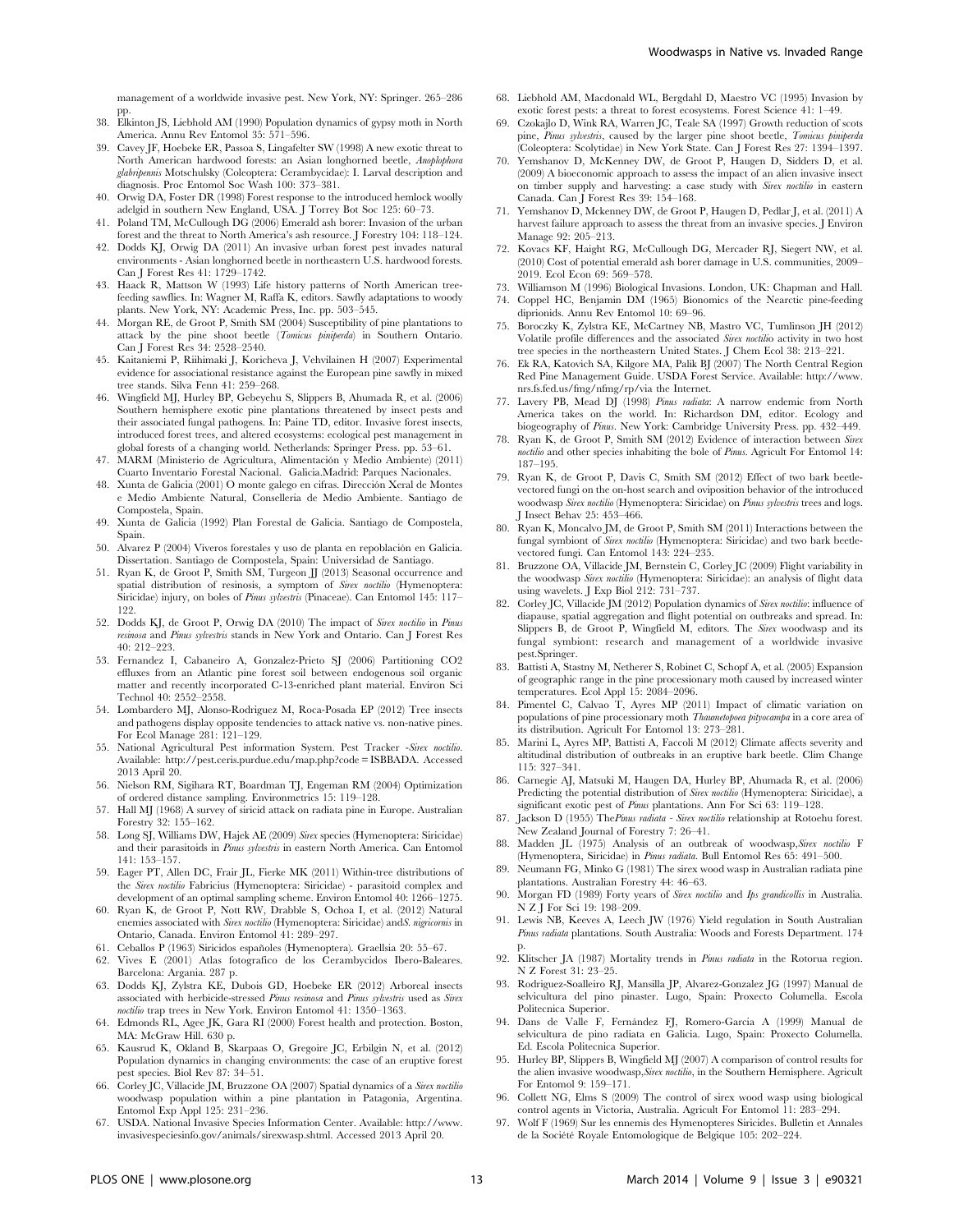management of a worldwide invasive pest. New York, NY: Springer. 265–286 pp.

38. Elkinton JS, Liebhold AM (1990) Population dynamics of gypsy moth in North America. Annu Rev Entomol 35: 571–596.
39. Cavey JF, Hoebeke ER, Passoa S, Lingafelter SW (1998) A new exotic threat to North American hardwood forests: an Asian longhorned beetle, *Anoplophora glabripennis* Motschulsky (Coleoptera: Cerambycidae): I. Larval description and diagnosis. Proc Entomol Soc Wash 100: 373–381.
40. Orwig DA, Foster DR (1998) Forest response to the introduced hemlock woolly adelgid in southern New England, USA. J Torrey Bot Soc 125: 60–73.
41. Poland TM, McCullough DG (2006) Emerald ash borer: Invasion of the urban forest and the threat to North America's ash resource. J Forestry 104: 118–124.
42. Dodds KJ, Orwig DA (2011) An invasive urban forest pest invades natural environments - Asian longhorned beetle in northeastern U.S. hardwood forests. Can J Forest Res 41: 1729–1742.
43. Haack R, Mattson W (1993) Life history patterns of North American tree-feeding sawflies. In: Wagner M, Raffa K, editors. Sawfly adaptations to woody plants. New York, NY: Academic Press, Inc. pp. 503–545.
44. Morgan RE, de Groot P, Smith SM (2004) Susceptibility of pine plantations to attack by the pine shoot beetle (*Tomicus piniperda*) in Southern Ontario. Can J Forest Res 34: 2528–2540.
45. Kaitaniemi P, Riihimaki J, Koricheva J, Vehvilainen H (2007) Experimental evidence for associational resistance against the European pine sawfly in mixed tree stands. Silva Fenn 41: 259–268.
46. Wingfield MJ, Hurley BP, Gebeyehu S, Slippers B, Ahumada R, et al. (2006) Southern hemisphere exotic pine plantations threatened by insect pests and their associated fungal pathogens. In: Paine TD, editor. Invasive forest insects, introduced forest trees, and altered ecosystems: ecological pest management in global forests of a changing world. Netherlands: Springer Press. pp. 53–61.
47. MARM (Ministerio de Agricultura, Alimentación y Medio Ambiente) (2011) Cuarto Inventario Forestal Nacional. Galicia.Madrid: Parques Nacionales.
48. Xunta de Galicia (2001) O monte galego en cifras. Dirección Xeral de Montes e Medio Ambiente Natural, Consellería de Medio Ambiente. Santiago de Compostela, Spain.
49. Xunta de Galicia (1992) Plan Forestal de Galicia. Santiago de Compostela, Spain.
50. Alvarez P (2004) Viveros forestales y uso de planta en repoblación en Galicia. Dissertation. Santiago de Compostela, Spain: Universidad de Santiago.
51. Ryan K, de Groot P, Smith SM, Turgeon JJ (2013) Seasonal occurrence and spatial distribution of resinosis, a symptom of *Sirex noctilio* (Hymenoptera: Siricidae) injury, on boles of *Pinus sylvestris* (Pinaceae). Can Entomol 145: 117–122.
52. Dodds KJ, de Groot P, Orwig DA (2010) The impact of *Sirex noctilio* in *Pinus resinosa* and *Pinus sylvestris* stands in New York and Ontario. Can J Forest Res 40: 212–223.
53. Fernandez I, Cabaneiro A, Gonzalez-Prieto SJ (2006) Partitioning CO2 effluxes from an Atlantic pine forest soil between endogenous soil organic matter and recently incorporated C-13-enriched plant material. Environ Sci Technol 40: 2552–2558.
54. Lombardero MJ, Alonso-Rodriguez M, Roca-Posada EP (2012) Tree insects and pathogens display opposite tendencies to attack native vs. non-native pines. For Ecol Manage 281: 121–129.
55. National Agricultural Pest information System. Pest Tracker -*Sirex noctilio*. Available: http://pest.ceris.purdue.edu/map.php?code = ISBBADA. Accessed 2013 April 20.
56. Nielson RM, Sigihara RT, Boardman TJ, Engeman RM (2004) Optimization of ordered distance sampling. Environmetrics 15: 119–128.
57. Hall MJ (1968) A survey of siricid attack on radiata pine in Europe. Australian Forestry 32: 155–162.
58. Long SJ, Williams DW, Hajek AE (2009) *Sirex* species (Hymenoptera: Siricidae) and their parasitoids in *Pinus sylvestris* in eastern North America. Can Entomol 141: 153–157.
59. Eager PT, Allen DC, Frair JL, Fierke MK (2011) Within-tree distributions of the *Sirex noctilio* Fabricius (Hymenoptera: Siricidae) - parasitoid complex and development of an optimal sampling scheme. Environ Entomol 40: 1266–1275.
60. Ryan K, de Groot P, Nott RW, Drabble S, Ochoa I, et al. (2012) Natural enemies associated with *Sirex noctilio* (Hymenoptera: Siricidae) and*S. nigricornis* in Ontario, Canada. Environ Entomol 41: 289–297.
61. Ceballos P (1963) Siricidos españoles (Hymenoptera). Graellsia 20: 55–67.
62. Vives E (2001) Atlas fotografico de los Cerambycidos Ibero-Baleares. Barcelona: Argania. 287 p.
63. Dodds KJ, Zylstra KE, Dubois GD, Hoebeke ER (2012) Arboreal insects associated with herbicide-stressed *Pinus resinosa* and *Pinus sylvestris* used as *Sirex noctilio* trap trees in New York. Environ Entomol 41: 1350–1363.
64. Edmonds RL, Agee JK, Gara RI (2000) Forest health and protection. Boston, MA: McGraw Hill. 630 p.
65. Kausrud K, Okland B, Skarpaas O, Gregoire JC, Erbilgin N, et al. (2012) Population dynamics in changing environments: the case of an eruptive forest pest species. Biol Rev 87: 34–51.
66. Corley JC, Villacide JM, Bruzzone OA (2007) Spatial dynamics of a *Sirex noctilio* woodwasp population within a pine plantation in Patagonia, Argentina. Entomol Exp Appl 125: 231–236.
67. USDA. National Invasive Species Information Center. Available: http://www.invasivespeciesinfo.gov/animals/sirexwasp.shtml. Accessed 2013 April 20.
68. Liebhold AM, Macdonald WL, Bergdahl D, Maestro VC (1995) Invasion by exotic forest pests: a threat to forest ecosystems. Forest Science 41: 1–49.
69. Czokajlo D, Wink RA, Warren JC, Teale SA (1997) Growth reduction of scots pine, *Pinus sylvestris*, caused by the larger pine shoot beetle, *Tomicus piniperda* (Coleoptera: Scolytidae) in New York State. Can J Forest Res 27: 1394–1397.
70. Yemshanov D, McKenney DW, de Groot P, Haugen D, Sidders D, et al. (2009) A bioeconomic approach to assess the impact of an alien invasive insect on timber supply and harvesting: a case study with *Sirex noctilio* in eastern Canada. Can J Forest Res 39: 154–168.
71. Yemshanov D, Mckenney DW, de Groot P, Haugen D, Pedlar J, et al. (2011) A harvest failure approach to assess the threat from an invasive species. J Environ Manage 92: 205–213.
72. Kovacs KF, Haight RG, McCullough DG, Mercader RJ, Siegert NW, et al. (2010) Cost of potential emerald ash borer damage in U.S. communities, 2009–2019. Ecol Econ 69: 569–578.
73. Williamson M (1996) Biological Invasions. London, UK: Chapman and Hall.
74. Coppel HC, Benjamin DM (1965) Bionomics of the Nearctic pine-feeding diprionids. Annu Rev Entomol 10: 69–96.
75. Boroczky K, Zylstra KE, McCartney NB, Mastro VC, Tumlinson JH (2012) Volatile profile differences and the associated *Sirex noctilio* activity in two host tree species in the northeastern United States. J Chem Ecol 38: 213–221.
76. Ek RA, Katovich SA, Kilgore MA, Palik BJ (2007) The North Central Region Red Pine Management Guide. USDA Forest Service. Available: http://www.nrs.fs.fed.us/fmg/nfmg/rp/via the Internet.
77. Lavery PB, Mead DJ (1998) *Pinus radiata*: A narrow endemic from North America takes on the world. In: Richardson DM, editor. Ecology and biogeography of *Pinus*. New York: Cambridge University Press. pp. 432–449.
78. Ryan K, de Groot P, Smith SM (2012) Evidence of interaction between *Sirex noctilio* and other species inhabiting the bole of *Pinus*. Agricult For Entomol 14: 187–195.
79. Ryan K, de Groot P, Davis C, Smith SM (2012) Effect of two bark beetle-vectored fungi on the on-host search and oviposition behavior of the introduced woodwasp *Sirex noctilio* (Hymenoptera: Siricidae) on *Pinus sylvestris* trees and logs. J Insect Behav 25: 453–466.
80. Ryan K, Moncalvo JM, de Groot P, Smith SM (2011) Interactions between the fungal symbiont of *Sirex noctilio* (Hymenoptera: Siricidae) and two bark beetle-vectored fungi. Can Entomol 143: 224–235.
81. Bruzzone OA, Villacide JM, Bernstein C, Corley JC (2009) Flight variability in the woodwasp *Sirex noctilio* (Hymenoptera: Siricidae): an analysis of flight data using wavelets. J Exp Biol 212: 731–737.
82. Corley JC, Villacide JM (2012) Population dynamics of *Sirex noctilio*: influence of diapause, spatial aggregation and flight potential on outbreaks and spread. In: Slippers B, de Groot P, Wingfield M, editors. The *Sirex* woodwasp and its fungal symbiont: research and management of a worldwide invasive pest.Springer.
83. Battisti A, Stastny M, Netherer S, Robinet C, Schopf A, et al. (2005) Expansion of geographic range in the pine processionary moth caused by increased winter temperatures. Ecol Appl 15: 2084–2096.
84. Pimentel C, Calvao T, Ayres MP (2011) Impact of climatic variation on populations of pine processionary moth *Thaumetopoea pityocampa* in a core area of its distribution. Agricult For Entomol 13: 273–281.
85. Marini L, Ayres MP, Battisti A, Faccoli M (2012) Climate affects severity and altitudinal distribution of outbreaks in an eruptive bark beetle. Clim Change 115: 327–341.
86. Carnegie AJ, Matsuki M, Haugen DA, Hurley BP, Ahumada R, et al. (2006) Predicting the potential distribution of *Sirex noctilio* (Hymenoptera: Siricidae), a significant exotic pest of *Pinus* plantations. Ann For Sci 63: 119–128.
87. Jackson D (1955) The*Pinus radiata* - *Sirex noctilio* relationship at Rotoehu forest. New Zealand Journal of Forestry 7: 26–41.
88. Madden JL (1975) Analysis of an outbreak of woodwasp,*Sirex noctilio* F (Hymenoptera, Siricidae) in *Pinus radiata*. Bull Entomol Res 65: 491–500.
89. Neumann FG, Minko G (1981) The sirex wood wasp in Australian radiata pine plantations. Australian Forestry 44: 46–63.
90. Morgan FD (1989) Forty years of *Sirex noctilio* and *Ips grandicollis* in Australia. N Z J For Sci 19: 198–209.
91. Lewis NB, Keeves A, Leech JW (1976) Yield regulation in South Australian *Pinus radiata* plantations. South Australia: Woods and Forests Department. 174 p.
92. Klitscher JA (1987) Mortality trends in *Pinus radiata* in the Rotorua region. N Z Forest 31: 23–25.
93. Rodriguez-Soalleiro RJ, Mansilla JP, Alvarez-Gonzalez JG (1997) Manual de selvicultura del pino pinaster. Lugo, Spain: Proxecto Columella. Escola Politecnica Superior.
94. Dans de Valle F, Fernández FJ, Romero-Garcia A (1999) Manual de selvicultura de pino radiata en Galicia. Lugo, Spain: Proxecto Columella. Ed. Escola Politecnica Superior.
95. Hurley BP, Slippers B, Wingfield MJ (2007) A comparison of control results for the alien invasive woodwasp,*Sirex noctilio*, in the Southern Hemisphere. Agricult For Entomol 9: 159–171.
96. Collett NG, Elms S (2009) The control of sirex wood wasp using biological control agents in Victoria, Australia. Agricult For Entomol 11: 283–294.
97. Wolf F (1969) Sur les ennemis des Hymenopteres Siricides. Bulletin et Annales de la Société Royale Entomologique de Belgique 105: 202–224.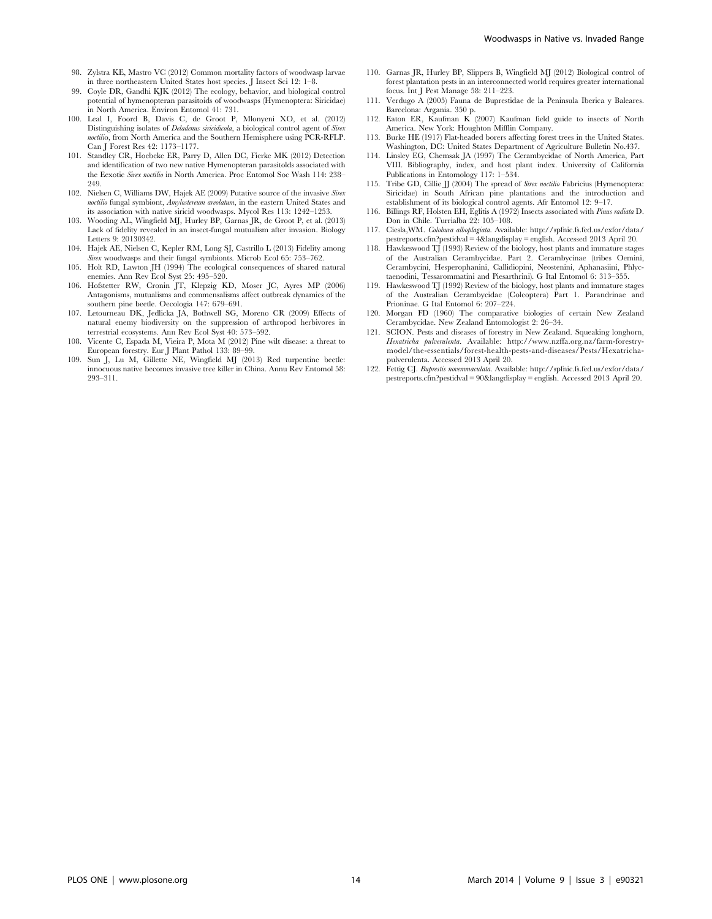98. Zylstra KE, Mastro VC (2012) Common mortality factors of woodwasp larvae in three northeastern United States host species. J Insect Sci 12: 1–8.
99. Coyle DR, Gandhi KJK (2012) The ecology, behavior, and biological control potential of hymenopteran parasitoids of woodwasps (Hymenoptera: Siricidae) in North America. Environ Entomol 41: 731.
100. Leal I, Foord B, Davis C, de Groot P, Mlonyeni XO, et al. (2012) Distinguishing isolates of *Deladenus siricidicola*, a biological control agent of *Sirex noctilio*, from North America and the Southern Hemisphere using PCR-RFLP. Can J Forest Res 42: 1173–1177.
101. Standley CR, Hoebeke ER, Parry D, Allen DC, Fierke MK (2012) Detection and identification of two new native Hymenopteran parasitolds associated with the Eexotic *Sirex noctilio* in North America. Proc Entomol Soc Wash 114: 238–249.
102. Nielsen C, Williams DW, Hajek AE (2009) Putative source of the invasive *Sirex noctilio* fungal symbiont, *Amylostereum areolatum*, in the eastern United States and its association with native siricid woodwasps. Mycol Res 113: 1242–1253.
103. Wooding AL, Wingfield MJ, Hurley BP, Garnas JR, de Groot P, et al. (2013) Lack of fidelity revealed in an insect-fungal mutualism after invasion. Biology Letters 9: 20130342.
104. Hajek AE, Nielsen C, Kepler RM, Long SJ, Castrillo L (2013) Fidelity among *Sirex* woodwasps and their fungal symbionts. Microb Ecol 65: 753–762.
105. Holt RD, Lawton JH (1994) The ecological consequences of shared natural enemies. Ann Rev Ecol Syst 25: 495–520.
106. Hofstetter RW, Cronin JT, Klepzig KD, Moser JC, Ayres MP (2006) Antagonisms, mutualisms and commensalisms affect outbreak dynamics of the southern pine beetle. Oecologia 147: 679–691.
107. Letourneau DK, Jedlicka JA, Bothwell SG, Moreno CR (2009) Effects of natural enemy biodiversity on the suppression of arthropod herbivores in terrestrial ecosystems. Ann Rev Ecol Syst 40: 573–592.
108. Vicente C, Espada M, Vieira P, Mota M (2012) Pine wilt disease: a threat to European forestry. Eur J Plant Pathol 133: 89–99.
109. Sun J, Lu M, Gillette NE, Wingfield MJ (2013) Red turpentine beetle: innocuous native becomes invasive tree killer in China. Annu Rev Entomol 58: 293–311.
110. Garnas JR, Hurley BP, Slippers B, Wingfield MJ (2012) Biological control of forest plantation pests in an interconnected world requires greater international focus. Int J Pest Manage 58: 211–223.
111. Verdugo A (2005) Fauna de Buprestidae de la Peninsula Iberica y Baleares. Barcelona: Argania. 350 p.
112. Eaton ER, Kaufman K (2007) Kaufman field guide to insects of North America. New York: Houghton Mifflin Company.
113. Burke HE (1917) Flat-headed borers affecting forest trees in the United States. Washington, DC: United States Department of Agriculture Bulletin No.437.
114. Linsley EG, Chemsak JA (1997) The Cerambycidae of North America, Part VIII. Bibliography, index, and host plant index. University of California Publications in Entomology 117: 1–534.
115. Tribe GD, Cillie JJ (2004) The spread of *Sirex noctilio* Fabricius (Hymenoptera: Siricidae) in South African pine plantations and the introduction and establishment of its biological control agents. Afr Entomol 12: 9–17.
116. Billings RF, Holsten EH, Eglitis A (1972) Insects associated with *Pinus radiata* D. Don in Chile. Turrialba 22: 105–108.
117. Ciesla,WM. *Colobura alboplagiata*. Available: http://spfnic.fs.fed.us/exfor/data/pestreports.cfm?pestidval = 4&langdisplay = english. Accessed 2013 April 20.
118. Hawkeswood TJ (1993) Review of the biology, host plants and immature stages of the Australian Cerambycidae. Part 2. Cerambycinae (tribes Oemini, Cerambycini, Hesperophanini, Callidiopini, Neostenini, Aphanasiini, Phlyctaenodini, Tessarommatini and Piesarthrini). G Ital Entomol 6: 313–355.
119. Hawkeswood TJ (1992) Review of the biology, host plants and immature stages of the Australian Cerambycidae (Coleoptera) Part 1. Parandrinae and Prioninae. G Ital Entomol 6: 207–224.
120. Morgan FD (1960) The comparative biologies of certain New Zealand Cerambycidae. New Zealand Entomologist 2: 26–34.
121. SCION. Pests and diseases of forestry in New Zealand. Squeaking longhorn, *Hexatricha pulverulenta*. Available: http://www.nzffa.org.nz/farm-forestry-model/the-essentials/forest-health-pests-and-diseases/Pests/Hexatricha-pulverulenta. Accessed 2013 April 20.
122. Fettig CJ. *Buprestis novemmaculata*. Available: http://spfnic.fs.fed.us/exfor/data/pestreports.cfm?pestidval = 90&langdisplay = english. Accessed 2013 April 20.